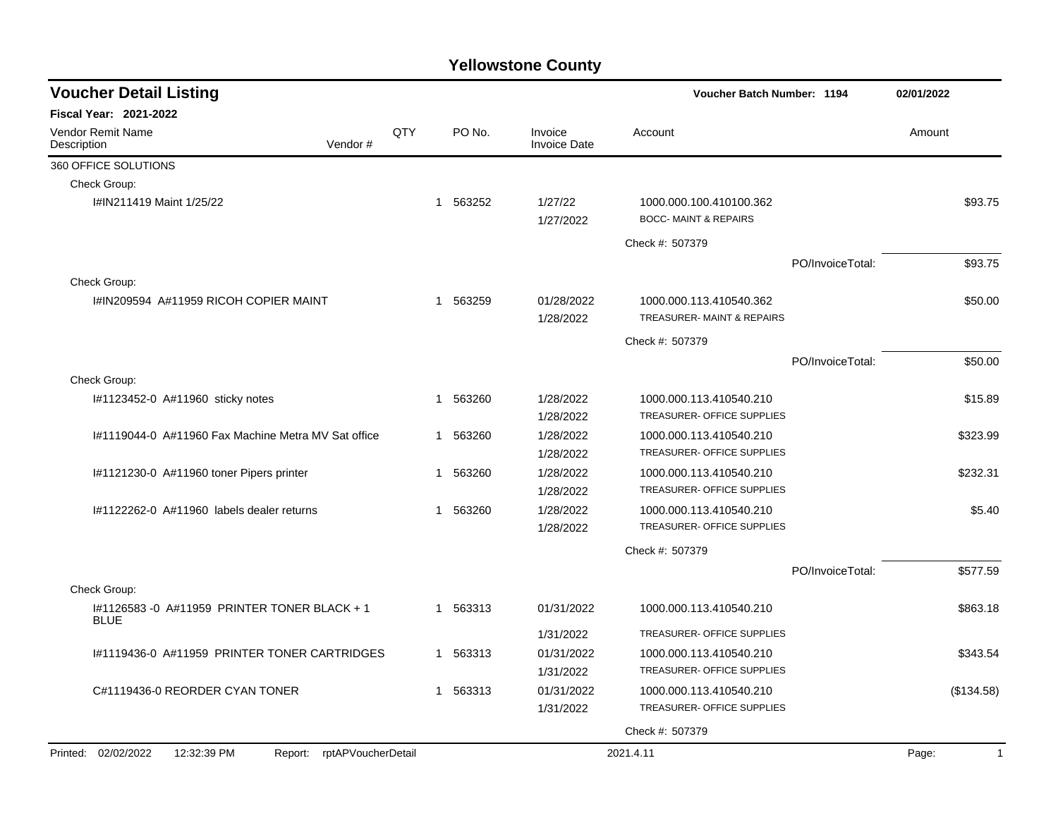# Yellowstone County

## Voucher Detail Listing

**Voucher Batch Number: 1194** | **02/01/2022**

**Fiscal Year: 2021-2022**

| Vendor Remit Name / Description | Vendor # | QTY | PO No. | Invoice / Invoice Date | Account | | Amount |
|---|---|---|---|---|---|---|---|
| 360 OFFICE SOLUTIONS | | | | | | | |
| Check Group: | | | | | | | |
| I#IN211419 Maint 1/25/22 | | 1 | 563252 | 1/27/22<br>1/27/2022 | 1000.000.100.410100.362<br>BOCC- MAINT & REPAIRS | | $93.75 |
| | | | | | Check #: 507379 | | |
| | | | | | | PO/InvoiceTotal: | $93.75 |
| Check Group: | | | | | | | |
| I#IN209594 A#11959 RICOH COPIER MAINT | | 1 | 563259 | 01/28/2022<br>1/28/2022 | 1000.000.113.410540.362<br>TREASURER- MAINT & REPAIRS | | $50.00 |
| | | | | | Check #: 507379 | | |
| | | | | | | PO/InvoiceTotal: | $50.00 |
| Check Group: | | | | | | | |
| I#1123452-0 A#11960 sticky notes | | 1 | 563260 | 1/28/2022<br>1/28/2022 | 1000.000.113.410540.210<br>TREASURER- OFFICE SUPPLIES | | $15.89 |
| I#1119044-0 A#11960 Fax Machine Metra MV Sat office | | 1 | 563260 | 1/28/2022<br>1/28/2022 | 1000.000.113.410540.210<br>TREASURER- OFFICE SUPPLIES | | $323.99 |
| I#1121230-0 A#11960 toner Pipers printer | | 1 | 563260 | 1/28/2022<br>1/28/2022 | 1000.000.113.410540.210<br>TREASURER- OFFICE SUPPLIES | | $232.31 |
| I#1122262-0 A#11960 labels dealer returns | | 1 | 563260 | 1/28/2022<br>1/28/2022 | 1000.000.113.410540.210<br>TREASURER- OFFICE SUPPLIES | | $5.40 |
| | | | | | Check #: 507379 | | |
| | | | | | | PO/InvoiceTotal: | $577.59 |
| Check Group: | | | | | | | |
| I#1126583 -0 A#11959 PRINTER TONER BLACK + 1 BLUE | | 1 | 563313 | 01/31/2022<br>1/31/2022 | 1000.000.113.410540.210<br>TREASURER- OFFICE SUPPLIES | | $863.18 |
| I#1119436-0 A#11959 PRINTER TONER CARTRIDGES | | 1 | 563313 | 01/31/2022<br>1/31/2022 | 1000.000.113.410540.210<br>TREASURER- OFFICE SUPPLIES | | $343.54 |
| C#1119436-0 REORDER CYAN TONER | | 1 | 563313 | 01/31/2022<br>1/31/2022 | 1000.000.113.410540.210<br>TREASURER- OFFICE SUPPLIES | | ($134.58) |
| | | | | | Check #: 507379 | | |

Printed: 02/02/2022 12:32:39 PM Report: rptAPVoucherDetail 2021.4.11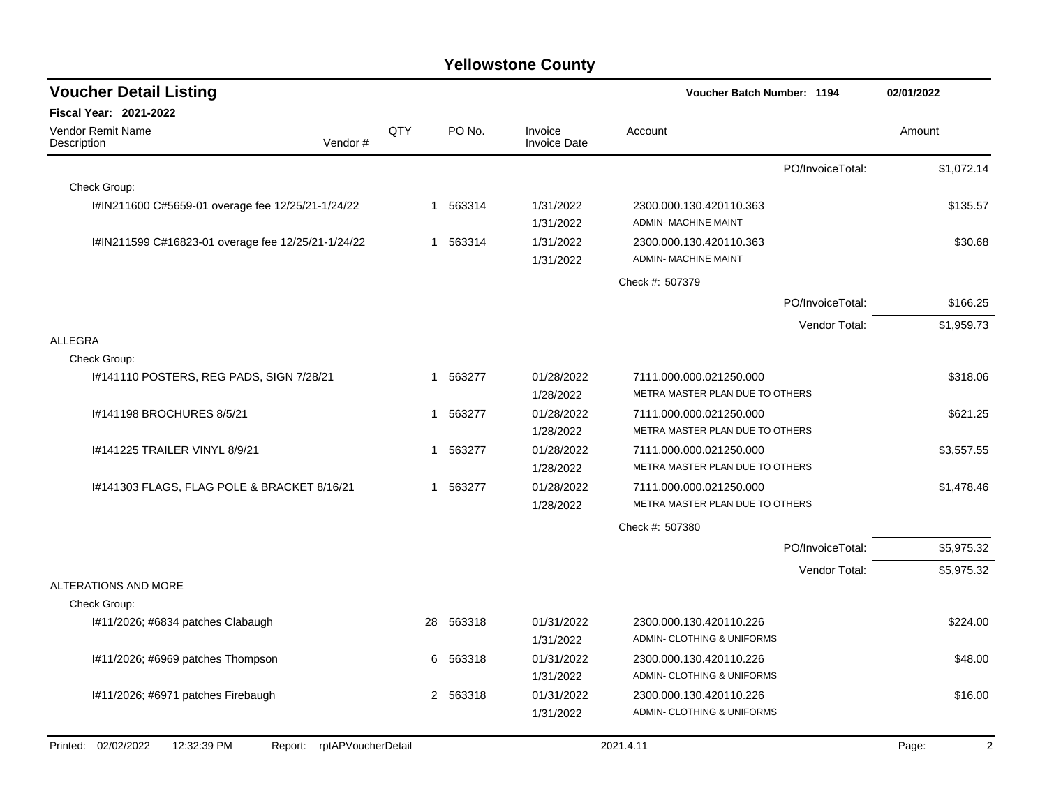# Yellowstone County

## Voucher Detail Listing

**Voucher Batch Number: 1194** — 02/01/2022

**Fiscal Year: 2021-2022**

| Vendor Remit Name / Description | Vendor # | QTY | PO No. | Invoice / Invoice Date | Account | Amount |
|---|---|---|---|---|---|---|
| | | | | | PO/InvoiceTotal: | $1,072.14 |
| Check Group: | | | | | | |
| I#IN211600 C#5659-01 overage fee 12/25/21-1/24/22 | | 1 | 563314 | 1/31/2022<br>1/31/2022 | 2300.000.130.420110.363<br>ADMIN- MACHINE MAINT | $135.57 |
| I#IN211599 C#16823-01 overage fee 12/25/21-1/24/22 | | 1 | 563314 | 1/31/2022<br>1/31/2022 | 2300.000.130.420110.363<br>ADMIN- MACHINE MAINT | $30.68 |
| | | | | | Check #: 507379 | |
| | | | | | PO/InvoiceTotal: | $166.25 |
| | | | | | Vendor Total: | $1,959.73 |
| ALLEGRA | | | | | | |
| Check Group: | | | | | | |
| I#141110 POSTERS, REG PADS, SIGN 7/28/21 | | 1 | 563277 | 01/28/2022<br>1/28/2022 | 7111.000.000.021250.000<br>METRA MASTER PLAN DUE TO OTHERS | $318.06 |
| I#141198 BROCHURES 8/5/21 | | 1 | 563277 | 01/28/2022<br>1/28/2022 | 7111.000.000.021250.000<br>METRA MASTER PLAN DUE TO OTHERS | $621.25 |
| I#141225 TRAILER VINYL 8/9/21 | | 1 | 563277 | 01/28/2022<br>1/28/2022 | 7111.000.000.021250.000<br>METRA MASTER PLAN DUE TO OTHERS | $3,557.55 |
| I#141303 FLAGS, FLAG POLE & BRACKET 8/16/21 | | 1 | 563277 | 01/28/2022<br>1/28/2022 | 7111.000.000.021250.000<br>METRA MASTER PLAN DUE TO OTHERS | $1,478.46 |
| | | | | | Check #: 507380 | |
| | | | | | PO/InvoiceTotal: | $5,975.32 |
| | | | | | Vendor Total: | $5,975.32 |
| ALTERATIONS AND MORE | | | | | | |
| Check Group: | | | | | | |
| I#11/2026; #6834 patches Clabaugh | | 28 | 563318 | 01/31/2022<br>1/31/2022 | 2300.000.130.420110.226<br>ADMIN- CLOTHING & UNIFORMS | $224.00 |
| I#11/2026; #6969 patches Thompson | | 6 | 563318 | 01/31/2022<br>1/31/2022 | 2300.000.130.420110.226<br>ADMIN- CLOTHING & UNIFORMS | $48.00 |
| I#11/2026; #6971 patches Firebaugh | | 2 | 563318 | 01/31/2022<br>1/31/2022 | 2300.000.130.420110.226<br>ADMIN- CLOTHING & UNIFORMS | $16.00 |

Printed: 02/02/2022 12:32:39 PM Report: rptAPVoucherDetail 2021.4.11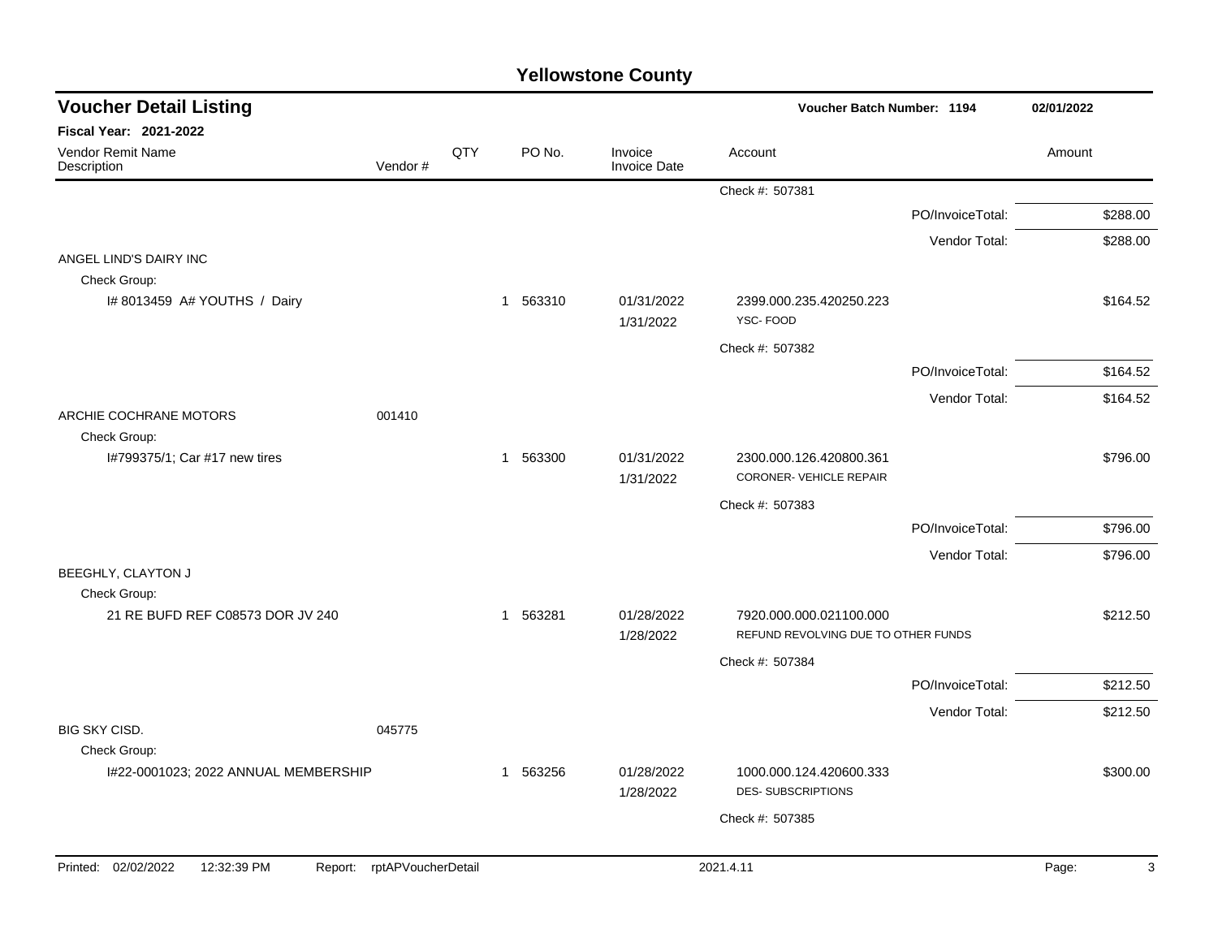# Yellowstone County

## Voucher Detail Listing

**Voucher Batch Number: 1194** | **02/01/2022**

**Fiscal Year: 2021-2022**

| Vendor Remit Name / Description | Vendor # | QTY | PO No. | Invoice / Invoice Date | Account | Amount |
|---|---|---|---|---|---|---|
| | | | | | Check #: 507381 | |
| | | | | | PO/InvoiceTotal: | $288.00 |
| | | | | | Vendor Total: | $288.00 |
| ANGEL LIND'S DAIRY INC | | | | | | |
| Check Group: | | | | | | |
| I# 8013459 A# YOUTHS / Dairy | | 1 | 563310 | 01/31/2022 1/31/2022 | 2399.000.235.420250.223 YSC- FOOD | $164.52 |
| | | | | | Check #: 507382 | |
| | | | | | PO/InvoiceTotal: | $164.52 |
| | | | | | Vendor Total: | $164.52 |
| ARCHIE COCHRANE MOTORS | 001410 | | | | | |
| Check Group: | | | | | | |
| I#799375/1; Car #17 new tires | | 1 | 563300 | 01/31/2022 1/31/2022 | 2300.000.126.420800.361 CORONER- VEHICLE REPAIR | $796.00 |
| | | | | | Check #: 507383 | |
| | | | | | PO/InvoiceTotal: | $796.00 |
| | | | | | Vendor Total: | $796.00 |
| BEEGHLY, CLAYTON J | | | | | | |
| Check Group: | | | | | | |
| 21 RE BUFD REF C08573 DOR JV 240 | | 1 | 563281 | 01/28/2022 1/28/2022 | 7920.000.000.021100.000 REFUND REVOLVING DUE TO OTHER FUNDS | $212.50 |
| | | | | | Check #: 507384 | |
| | | | | | PO/InvoiceTotal: | $212.50 |
| | | | | | Vendor Total: | $212.50 |
| BIG SKY CISD. | 045775 | | | | | |
| Check Group: | | | | | | |
| I#22-0001023; 2022 ANNUAL MEMBERSHIP | | 1 | 563256 | 01/28/2022 1/28/2022 | 1000.000.124.420600.333 DES- SUBSCRIPTIONS | $300.00 |
| | | | | | Check #: 507385 | |

Printed: 02/02/2022 12:32:39 PM Report: rptAPVoucherDetail 2021.4.11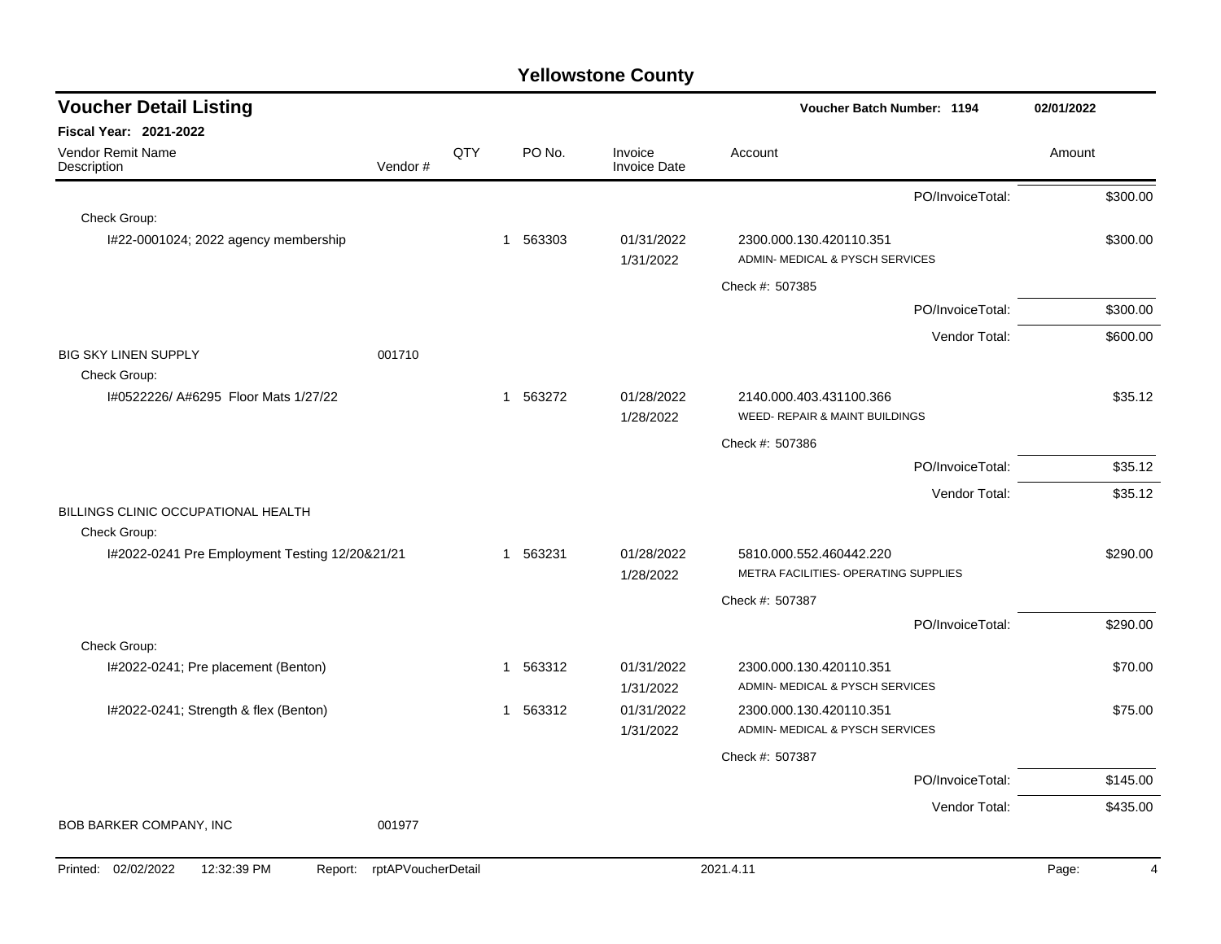# Yellowstone County

## Voucher Detail Listing

**Voucher Batch Number: 1194** 02/01/2022

**Fiscal Year: 2021-2022**

| Vendor Remit Name / Description | Vendor # | QTY | PO No. | Invoice / Invoice Date | Account | Amount |
|---|---|---|---|---|---|---|
| | | | | | PO/InvoiceTotal: | $300.00 |
| Check Group: | | | | | | |
| I#22-0001024; 2022 agency membership | | 1 | 563303 | 01/31/2022 1/31/2022 | 2300.000.130.420110.351 ADMIN- MEDICAL & PYSCH SERVICES | $300.00 |
| | | | | | Check #: 507385 | |
| | | | | | PO/InvoiceTotal: | $300.00 |
| | | | | | Vendor Total: | $600.00 |
| BIG SKY LINEN SUPPLY | 001710 | | | | | |
| Check Group: | | | | | | |
| I#0522226/ A#6295 Floor Mats 1/27/22 | | 1 | 563272 | 01/28/2022 1/28/2022 | 2140.000.403.431100.366 WEED- REPAIR & MAINT BUILDINGS | $35.12 |
| | | | | | Check #: 507386 | |
| | | | | | PO/InvoiceTotal: | $35.12 |
| | | | | | Vendor Total: | $35.12 |
| BILLINGS CLINIC OCCUPATIONAL HEALTH | | | | | | |
| Check Group: | | | | | | |
| I#2022-0241 Pre Employment Testing 12/20&21/21 | | 1 | 563231 | 01/28/2022 1/28/2022 | 5810.000.552.460442.220 METRA FACILITIES- OPERATING SUPPLIES | $290.00 |
| | | | | | Check #: 507387 | |
| | | | | | PO/InvoiceTotal: | $290.00 |
| Check Group: | | | | | | |
| I#2022-0241; Pre placement (Benton) | | 1 | 563312 | 01/31/2022 1/31/2022 | 2300.000.130.420110.351 ADMIN- MEDICAL & PYSCH SERVICES | $70.00 |
| I#2022-0241; Strength & flex (Benton) | | 1 | 563312 | 01/31/2022 1/31/2022 | 2300.000.130.420110.351 ADMIN- MEDICAL & PYSCH SERVICES | $75.00 |
| | | | | | Check #: 507387 | |
| | | | | | PO/InvoiceTotal: | $145.00 |
| | | | | | Vendor Total: | $435.00 |
| BOB BARKER COMPANY, INC | 001977 | | | | | |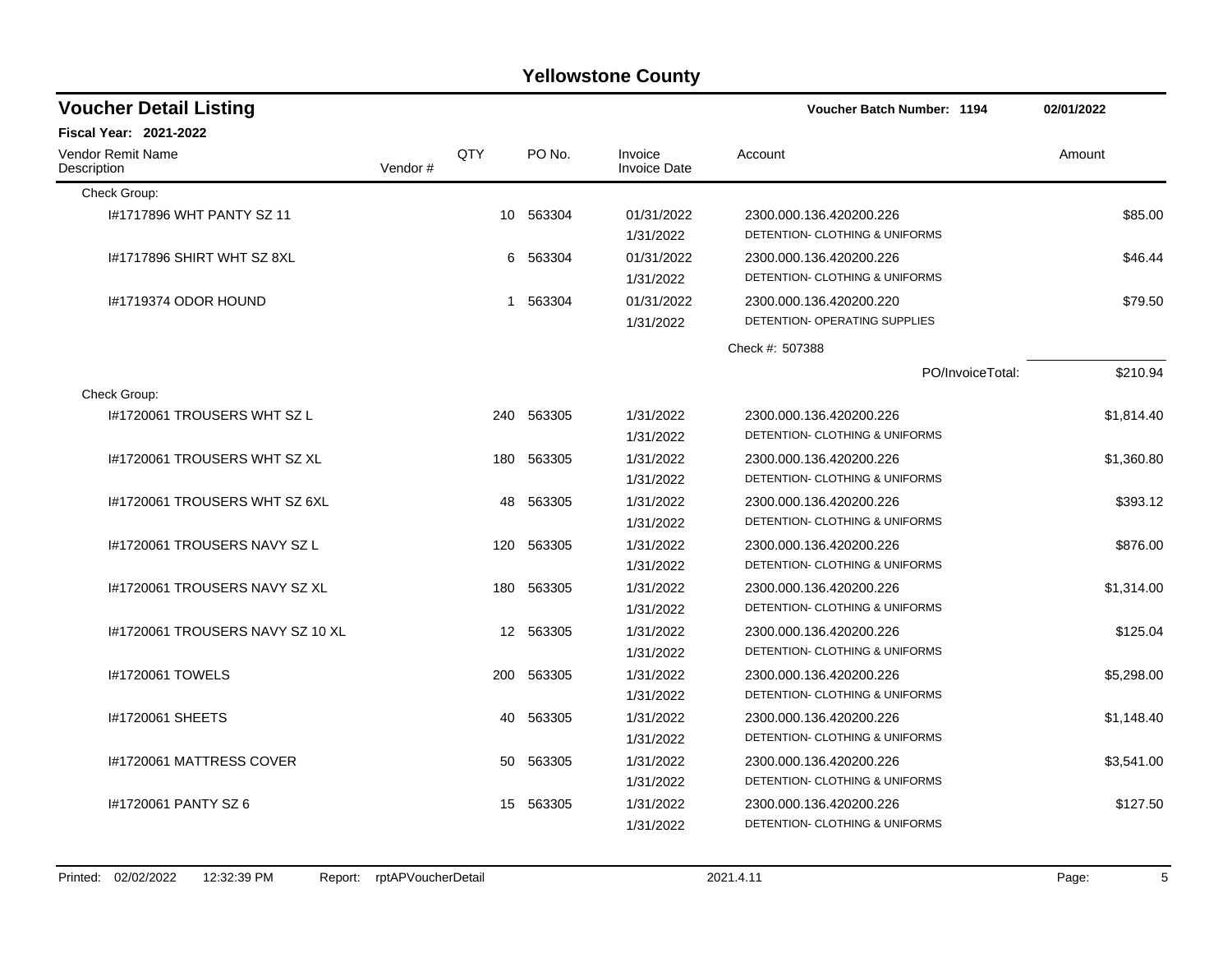## Yellowstone County

### Voucher Detail Listing

**Voucher Batch Number: 1194** 02/01/2022

**Fiscal Year: 2021-2022**

| Vendor Remit Name / Description | Vendor # | QTY | PO No. | Invoice / Invoice Date | Account | Amount |
|---|---|---|---|---|---|---|
| Check Group: | | | | | | |
| I#1717896 WHT PANTY SZ 11 | | 10 | 563304 | 01/31/2022 / 1/31/2022 | 2300.000.136.420200.226 DETENTION- CLOTHING & UNIFORMS | $85.00 |
| I#1717896 SHIRT WHT SZ 8XL | | 6 | 563304 | 01/31/2022 / 1/31/2022 | 2300.000.136.420200.226 DETENTION- CLOTHING & UNIFORMS | $46.44 |
| I#1719374 ODOR HOUND | | 1 | 563304 | 01/31/2022 / 1/31/2022 | 2300.000.136.420200.220 DETENTION- OPERATING SUPPLIES | $79.50 |
| | | | | | Check #: 507388 | |
| | | | | | PO/InvoiceTotal: | $210.94 |
| Check Group: | | | | | | |
| I#1720061 TROUSERS WHT SZ L | | 240 | 563305 | 1/31/2022 / 1/31/2022 | 2300.000.136.420200.226 DETENTION- CLOTHING & UNIFORMS | $1,814.40 |
| I#1720061 TROUSERS WHT SZ XL | | 180 | 563305 | 1/31/2022 / 1/31/2022 | 2300.000.136.420200.226 DETENTION- CLOTHING & UNIFORMS | $1,360.80 |
| I#1720061 TROUSERS WHT SZ 6XL | | 48 | 563305 | 1/31/2022 / 1/31/2022 | 2300.000.136.420200.226 DETENTION- CLOTHING & UNIFORMS | $393.12 |
| I#1720061 TROUSERS NAVY SZ L | | 120 | 563305 | 1/31/2022 / 1/31/2022 | 2300.000.136.420200.226 DETENTION- CLOTHING & UNIFORMS | $876.00 |
| I#1720061 TROUSERS NAVY SZ XL | | 180 | 563305 | 1/31/2022 / 1/31/2022 | 2300.000.136.420200.226 DETENTION- CLOTHING & UNIFORMS | $1,314.00 |
| I#1720061 TROUSERS NAVY SZ 10 XL | | 12 | 563305 | 1/31/2022 / 1/31/2022 | 2300.000.136.420200.226 DETENTION- CLOTHING & UNIFORMS | $125.04 |
| I#1720061 TOWELS | | 200 | 563305 | 1/31/2022 / 1/31/2022 | 2300.000.136.420200.226 DETENTION- CLOTHING & UNIFORMS | $5,298.00 |
| I#1720061 SHEETS | | 40 | 563305 | 1/31/2022 / 1/31/2022 | 2300.000.136.420200.226 DETENTION- CLOTHING & UNIFORMS | $1,148.40 |
| I#1720061 MATTRESS COVER | | 50 | 563305 | 1/31/2022 / 1/31/2022 | 2300.000.136.420200.226 DETENTION- CLOTHING & UNIFORMS | $3,541.00 |
| I#1720061 PANTY SZ 6 | | 15 | 563305 | 1/31/2022 / 1/31/2022 | 2300.000.136.420200.226 DETENTION- CLOTHING & UNIFORMS | $127.50 |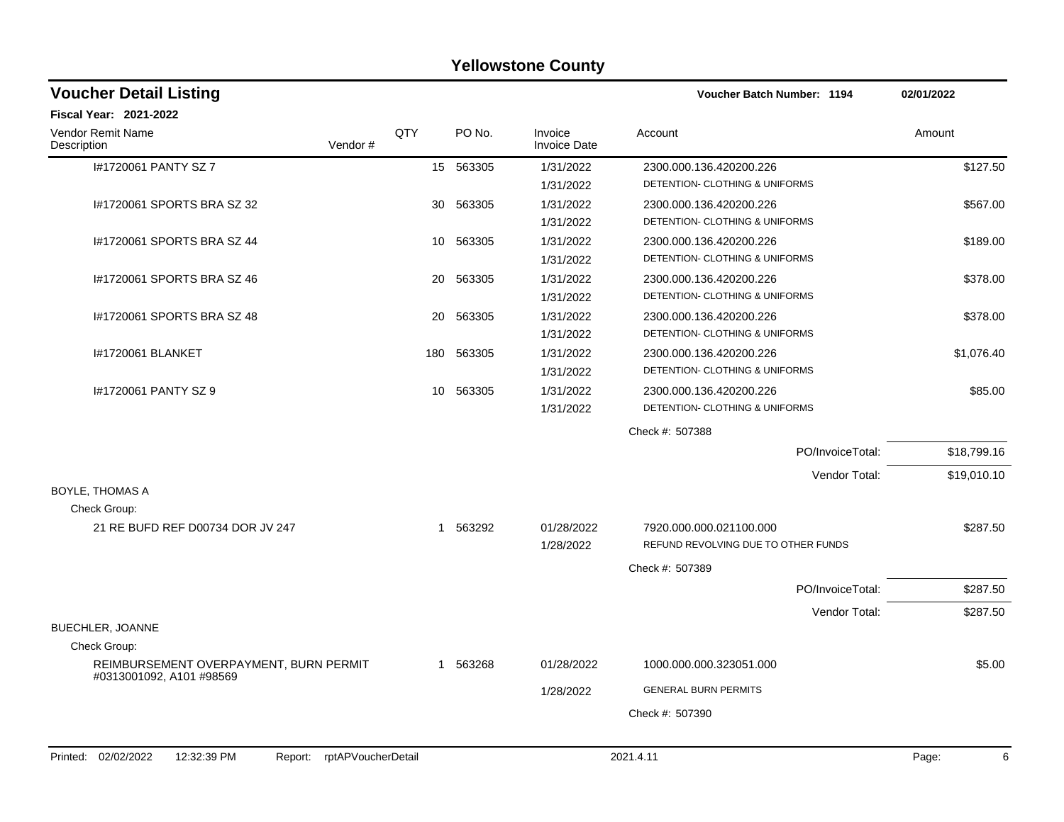# Yellowstone County

## Voucher Detail Listing

**Voucher Batch Number: 1194** — 02/01/2022

**Fiscal Year: 2021-2022**

| Vendor Remit Name / Description | Vendor # | QTY | PO No. | Invoice / Invoice Date | Account | Amount |
|---|---|---|---|---|---|---|
| I#1720061 PANTY SZ 7 | | 15 | 563305 | 1/31/2022<br>1/31/2022 | 2300.000.136.420200.226<br>DETENTION- CLOTHING & UNIFORMS | $127.50 |
| I#1720061 SPORTS BRA SZ 32 | | 30 | 563305 | 1/31/2022<br>1/31/2022 | 2300.000.136.420200.226<br>DETENTION- CLOTHING & UNIFORMS | $567.00 |
| I#1720061 SPORTS BRA SZ 44 | | 10 | 563305 | 1/31/2022<br>1/31/2022 | 2300.000.136.420200.226<br>DETENTION- CLOTHING & UNIFORMS | $189.00 |
| I#1720061 SPORTS BRA SZ 46 | | 20 | 563305 | 1/31/2022<br>1/31/2022 | 2300.000.136.420200.226<br>DETENTION- CLOTHING & UNIFORMS | $378.00 |
| I#1720061 SPORTS BRA SZ 48 | | 20 | 563305 | 1/31/2022<br>1/31/2022 | 2300.000.136.420200.226<br>DETENTION- CLOTHING & UNIFORMS | $378.00 |
| I#1720061 BLANKET | | 180 | 563305 | 1/31/2022<br>1/31/2022 | 2300.000.136.420200.226<br>DETENTION- CLOTHING & UNIFORMS | $1,076.40 |
| I#1720061 PANTY SZ 9 | | 10 | 563305 | 1/31/2022<br>1/31/2022 | 2300.000.136.420200.226<br>DETENTION- CLOTHING & UNIFORMS | $85.00 |
| | | | | | Check #: 507388 | |
| | | | | | PO/InvoiceTotal: | $18,799.16 |
| | | | | | Vendor Total: | $19,010.10 |
| **BOYLE, THOMAS A** | | | | | | |
| Check Group: | | | | | | |
| 21 RE BUFD REF D00734 DOR JV 247 | | 1 | 563292 | 01/28/2022<br>1/28/2022 | 7920.000.000.021100.000<br>REFUND REVOLVING DUE TO OTHER FUNDS | $287.50 |
| | | | | | Check #: 507389 | |
| | | | | | PO/InvoiceTotal: | $287.50 |
| | | | | | Vendor Total: | $287.50 |
| **BUECHLER, JOANNE** | | | | | | |
| Check Group: | | | | | | |
| REIMBURSEMENT OVERPAYMENT, BURN PERMIT #0313001092, A101 #98569 | | 1 | 563268 | 01/28/2022<br>1/28/2022 | 1000.000.000.323051.000<br>GENERAL BURN PERMITS | $5.00 |
| | | | | | Check #: 507390 | |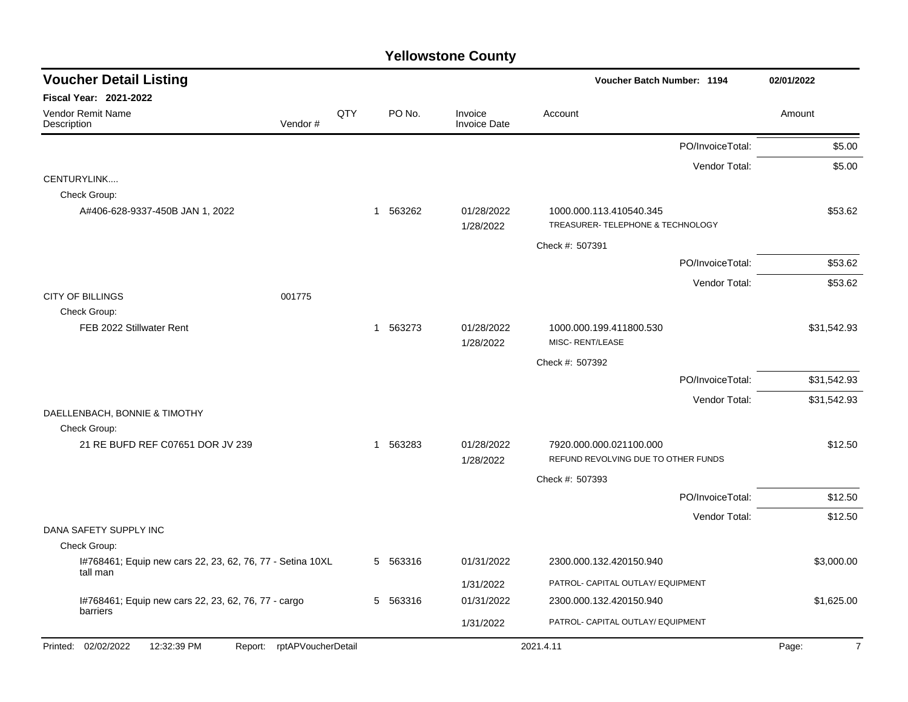# Yellowstone County

## Voucher Detail Listing

**Voucher Batch Number: 1194** — 02/01/2022

**Fiscal Year: 2021-2022**

| Vendor Remit Name / Description | Vendor # | QTY | PO No. | Invoice / Invoice Date | Account | Amount |
|---|---|---|---|---|---|---|
| | | | | | PO/InvoiceTotal: | $5.00 |
| | | | | | Vendor Total: | $5.00 |
| CENTURYLINK.... | | | | | | |
| Check Group: | | | | | | |
| A#406-628-9337-450B JAN 1, 2022 | | 1 | 563262 | 01/28/2022<br>1/28/2022 | 1000.000.113.410540.345<br>TREASURER- TELEPHONE & TECHNOLOGY | $53.62 |
| | | | | | Check #: 507391 | |
| | | | | | PO/InvoiceTotal: | $53.62 |
| | | | | | Vendor Total: | $53.62 |
| CITY OF BILLINGS | 001775 | | | | | |
| Check Group: | | | | | | |
| FEB 2022 Stillwater Rent | | 1 | 563273 | 01/28/2022<br>1/28/2022 | 1000.000.199.411800.530<br>MISC- RENT/LEASE | $31,542.93 |
| | | | | | Check #: 507392 | |
| | | | | | PO/InvoiceTotal: | $31,542.93 |
| | | | | | Vendor Total: | $31,542.93 |
| DAELLENBACH, BONNIE & TIMOTHY | | | | | | |
| Check Group: | | | | | | |
| 21 RE BUFD REF C07651 DOR JV 239 | | 1 | 563283 | 01/28/2022<br>1/28/2022 | 7920.000.000.021100.000<br>REFUND REVOLVING DUE TO OTHER FUNDS | $12.50 |
| | | | | | Check #: 507393 | |
| | | | | | PO/InvoiceTotal: | $12.50 |
| | | | | | Vendor Total: | $12.50 |
| DANA SAFETY SUPPLY INC | | | | | | |
| Check Group: | | | | | | |
| I#768461; Equip new cars 22, 23, 62, 76, 77 - Setina 10XL tall man | | 5 | 563316 | 01/31/2022<br>1/31/2022 | 2300.000.132.420150.940<br>PATROL- CAPITAL OUTLAY/ EQUIPMENT | $3,000.00 |
| I#768461; Equip new cars 22, 23, 62, 76, 77 - cargo barriers | | 5 | 563316 | 01/31/2022<br>1/31/2022 | 2300.000.132.420150.940<br>PATROL- CAPITAL OUTLAY/ EQUIPMENT | $1,625.00 |

Printed: 02/02/2022 12:32:39 PM Report: rptAPVoucherDetail 2021.4.11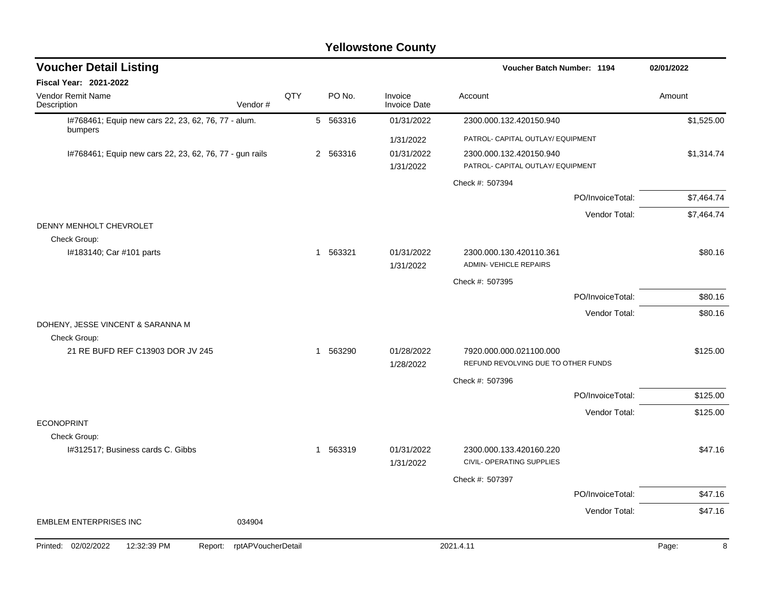# Yellowstone County

## Voucher Detail Listing

**Voucher Batch Number: 1194** — 02/01/2022

**Fiscal Year: 2021-2022**

| Vendor Remit Name / Description | Vendor # | QTY | PO No. | Invoice / Invoice Date | Account | Amount |
|---|---|---|---|---|---|---|
| I#768461; Equip new cars 22, 23, 62, 76, 77 - alum. bumpers | | 5 | 563316 | 01/31/2022 | 2300.000.132.420150.940 | $1,525.00 |
| | | | | 1/31/2022 | PATROL- CAPITAL OUTLAY/ EQUIPMENT | |
| I#768461; Equip new cars 22, 23, 62, 76, 77 - gun rails | | 2 | 563316 | 01/31/2022 | 2300.000.132.420150.940 | $1,314.74 |
| | | | | 1/31/2022 | PATROL- CAPITAL OUTLAY/ EQUIPMENT | |
| | | | | | Check #: 507394 | |
| | | | | | PO/InvoiceTotal: | $7,464.74 |
| | | | | | Vendor Total: | $7,464.74 |
| DENNY MENHOLT CHEVROLET | | | | | | |
| Check Group: | | | | | | |
| I#183140; Car #101 parts | | 1 | 563321 | 01/31/2022 | 2300.000.130.420110.361 | $80.16 |
| | | | | 1/31/2022 | ADMIN- VEHICLE REPAIRS | |
| | | | | | Check #: 507395 | |
| | | | | | PO/InvoiceTotal: | $80.16 |
| | | | | | Vendor Total: | $80.16 |
| DOHENY, JESSE VINCENT & SARANNA M | | | | | | |
| Check Group: | | | | | | |
| 21 RE BUFD REF C13903 DOR JV 245 | | 1 | 563290 | 01/28/2022 | 7920.000.000.021100.000 | $125.00 |
| | | | | 1/28/2022 | REFUND REVOLVING DUE TO OTHER FUNDS | |
| | | | | | Check #: 507396 | |
| | | | | | PO/InvoiceTotal: | $125.00 |
| | | | | | Vendor Total: | $125.00 |
| ECONOPRINT | | | | | | |
| Check Group: | | | | | | |
| I#312517; Business cards C. Gibbs | | 1 | 563319 | 01/31/2022 | 2300.000.133.420160.220 | $47.16 |
| | | | | 1/31/2022 | CIVIL- OPERATING SUPPLIES | |
| | | | | | Check #: 507397 | |
| | | | | | PO/InvoiceTotal: | $47.16 |
| | | | | | Vendor Total: | $47.16 |
| EMBLEM ENTERPRISES INC | 034904 | | | | | |

Printed: 02/02/2022 12:32:39 PM Report: rptAPVoucherDetail 2021.4.11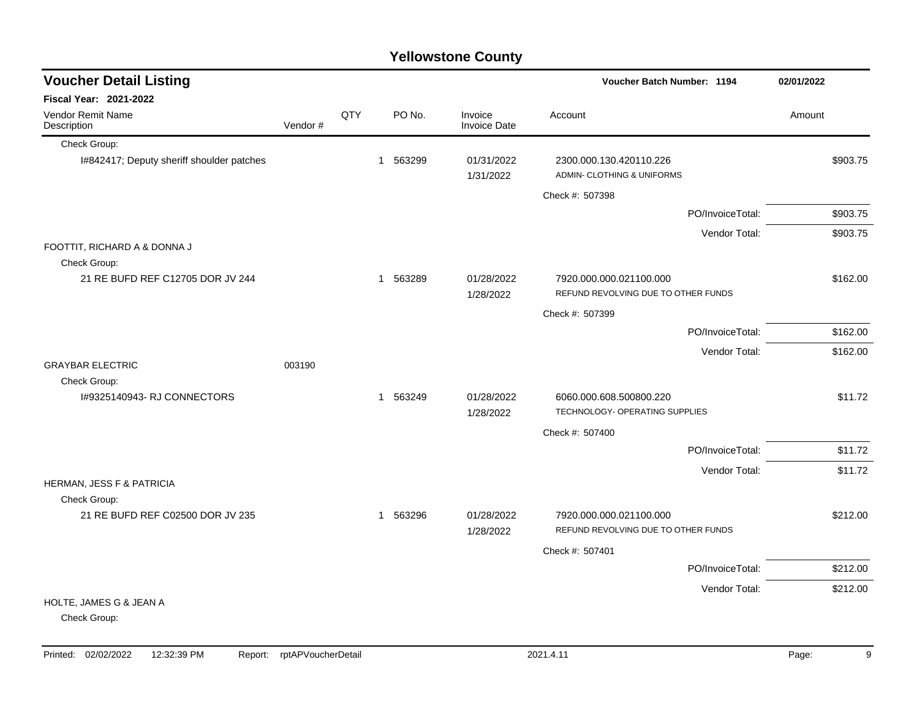## Yellowstone County

### Voucher Detail Listing

Voucher Batch Number: 1194 — 02/01/2022

**Fiscal Year: 2021-2022**

| Vendor Remit Name / Description | Vendor # | QTY | PO No. | Invoice / Invoice Date | Account | Amount |
|---|---|---|---|---|---|---|
| Check Group: | | | | | | |
| I#842417; Deputy sheriff shoulder patches | | 1 | 563299 | 01/31/2022<br>1/31/2022 | 2300.000.130.420110.226<br>ADMIN- CLOTHING & UNIFORMS | $903.75 |
| | | | | | Check #: 507398 | |
| | | | | | PO/InvoiceTotal: | $903.75 |
| | | | | | Vendor Total: | $903.75 |
| FOOTTIT, RICHARD A & DONNA J | | | | | | |
| Check Group: | | | | | | |
| 21 RE BUFD REF C12705 DOR JV 244 | | 1 | 563289 | 01/28/2022<br>1/28/2022 | 7920.000.000.021100.000<br>REFUND REVOLVING DUE TO OTHER FUNDS | $162.00 |
| | | | | | Check #: 507399 | |
| | | | | | PO/InvoiceTotal: | $162.00 |
| | | | | | Vendor Total: | $162.00 |
| GRAYBAR ELECTRIC | 003190 | | | | | |
| Check Group: | | | | | | |
| I#9325140943- RJ CONNECTORS | | 1 | 563249 | 01/28/2022<br>1/28/2022 | 6060.000.608.500800.220<br>TECHNOLOGY- OPERATING SUPPLIES | $11.72 |
| | | | | | Check #: 507400 | |
| | | | | | PO/InvoiceTotal: | $11.72 |
| | | | | | Vendor Total: | $11.72 |
| HERMAN, JESS F & PATRICIA | | | | | | |
| Check Group: | | | | | | |
| 21 RE BUFD REF C02500 DOR JV 235 | | 1 | 563296 | 01/28/2022<br>1/28/2022 | 7920.000.000.021100.000<br>REFUND REVOLVING DUE TO OTHER FUNDS | $212.00 |
| | | | | | Check #: 507401 | |
| | | | | | PO/InvoiceTotal: | $212.00 |
| | | | | | Vendor Total: | $212.00 |
| HOLTE, JAMES G & JEAN A | | | | | | |
| Check Group: | | | | | | |

Printed: 02/02/2022 12:32:39 PM Report: rptAPVoucherDetail 2021.4.11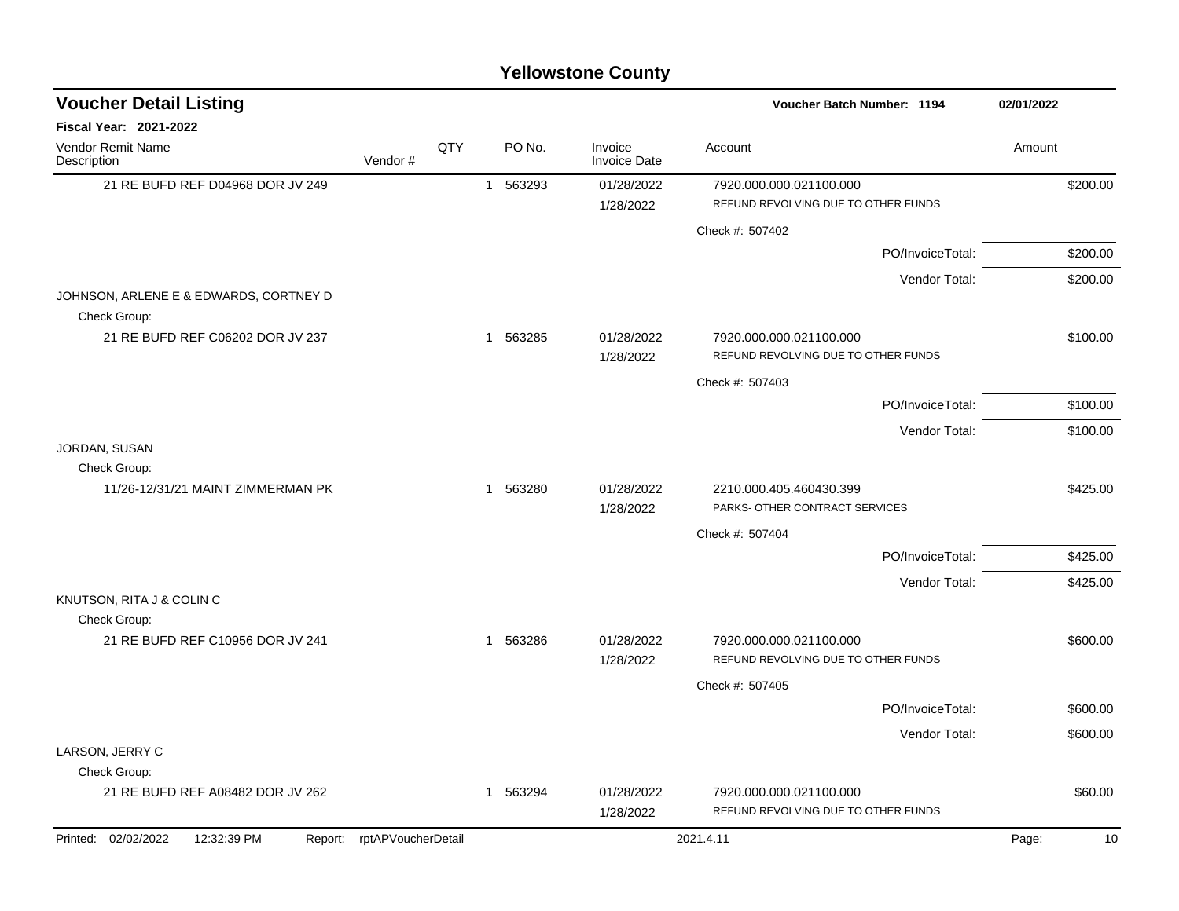# Yellowstone County

## Voucher Detail Listing

**Voucher Batch Number: 1194** 02/01/2022

**Fiscal Year: 2021-2022**

| Vendor Remit Name / Description | Vendor # | QTY | PO No. | Invoice / Invoice Date | Account | Amount |
|---|---|---|---|---|---|---|
| 21 RE BUFD REF D04968 DOR JV 249 | | 1 | 563293 | 01/28/2022<br>1/28/2022 | 7920.000.000.021100.000<br>REFUND REVOLVING DUE TO OTHER FUNDS | $200.00 |
| | | | | | Check #: 507402 | |
| | | | | | PO/InvoiceTotal: | $200.00 |
| | | | | | Vendor Total: | $200.00 |
| JOHNSON, ARLENE E & EDWARDS, CORTNEY D | | | | | | |
| Check Group: | | | | | | |
| 21 RE BUFD REF C06202 DOR JV 237 | | 1 | 563285 | 01/28/2022<br>1/28/2022 | 7920.000.000.021100.000<br>REFUND REVOLVING DUE TO OTHER FUNDS | $100.00 |
| | | | | | Check #: 507403 | |
| | | | | | PO/InvoiceTotal: | $100.00 |
| | | | | | Vendor Total: | $100.00 |
| JORDAN, SUSAN | | | | | | |
| Check Group: | | | | | | |
| 11/26-12/31/21 MAINT ZIMMERMAN PK | | 1 | 563280 | 01/28/2022<br>1/28/2022 | 2210.000.405.460430.399<br>PARKS- OTHER CONTRACT SERVICES | $425.00 |
| | | | | | Check #: 507404 | |
| | | | | | PO/InvoiceTotal: | $425.00 |
| | | | | | Vendor Total: | $425.00 |
| KNUTSON, RITA J & COLIN C | | | | | | |
| Check Group: | | | | | | |
| 21 RE BUFD REF C10956 DOR JV 241 | | 1 | 563286 | 01/28/2022<br>1/28/2022 | 7920.000.000.021100.000<br>REFUND REVOLVING DUE TO OTHER FUNDS | $600.00 |
| | | | | | Check #: 507405 | |
| | | | | | PO/InvoiceTotal: | $600.00 |
| | | | | | Vendor Total: | $600.00 |
| LARSON, JERRY C | | | | | | |
| Check Group: | | | | | | |
| 21 RE BUFD REF A08482 DOR JV 262 | | 1 | 563294 | 01/28/2022<br>1/28/2022 | 7920.000.000.021100.000<br>REFUND REVOLVING DUE TO OTHER FUNDS | $60.00 |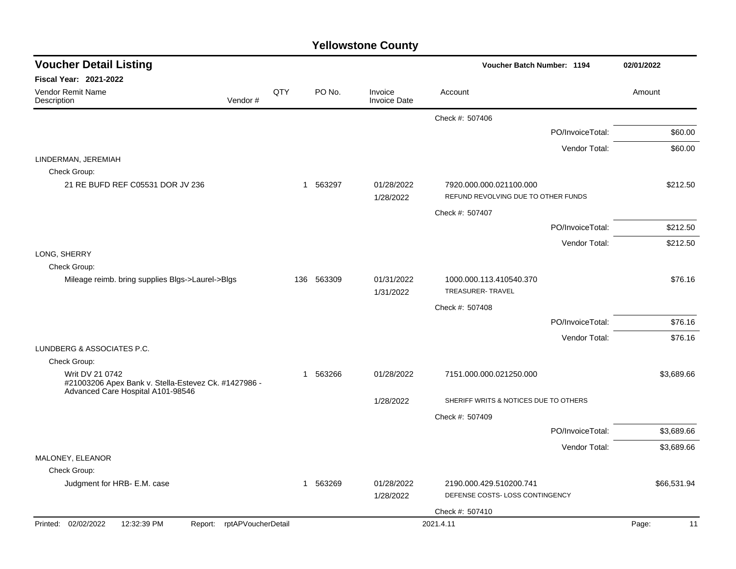# Yellowstone County

## Voucher Detail Listing

**Voucher Batch Number: 1194** — 02/01/2022

**Fiscal Year: 2021-2022**

| Vendor Remit Name / Description | Vendor # | QTY | PO No. | Invoice / Invoice Date | Account | Amount |
|---|---|---|---|---|---|---|
| | | | | | Check #: 507406 | |
| | | | | | PO/InvoiceTotal: | $60.00 |
| | | | | | Vendor Total: | $60.00 |
| LINDERMAN, JEREMIAH | | | | | | |
| Check Group: | | | | | | |
| 21 RE BUFD REF C05531 DOR JV 236 | | 1 | 563297 | 01/28/2022<br>1/28/2022 | 7920.000.000.021100.000<br>REFUND REVOLVING DUE TO OTHER FUNDS | $212.50 |
| | | | | | Check #: 507407 | |
| | | | | | PO/InvoiceTotal: | $212.50 |
| | | | | | Vendor Total: | $212.50 |
| LONG, SHERRY | | | | | | |
| Check Group: | | | | | | |
| Mileage reimb. bring supplies Blgs->Laurel->Blgs | | 136 | 563309 | 01/31/2022<br>1/31/2022 | 1000.000.113.410540.370<br>TREASURER- TRAVEL | $76.16 |
| | | | | | Check #: 507408 | |
| | | | | | PO/InvoiceTotal: | $76.16 |
| | | | | | Vendor Total: | $76.16 |
| LUNDBERG & ASSOCIATES P.C. | | | | | | |
| Check Group: | | | | | | |
| Writ DV 21 0742<br>#21003206 Apex Bank v. Stella-Estevez Ck. #1427986 - Advanced Care Hospital A101-98546 | | 1 | 563266 | 01/28/2022<br>1/28/2022 | 7151.000.000.021250.000<br>SHERIFF WRITS & NOTICES DUE TO OTHERS | $3,689.66 |
| | | | | | Check #: 507409 | |
| | | | | | PO/InvoiceTotal: | $3,689.66 |
| | | | | | Vendor Total: | $3,689.66 |
| MALONEY, ELEANOR | | | | | | |
| Check Group: | | | | | | |
| Judgment for HRB- E.M. case | | 1 | 563269 | 01/28/2022<br>1/28/2022 | 2190.000.429.510200.741<br>DEFENSE COSTS- LOSS CONTINGENCY | $66,531.94 |
| | | | | | Check #: 507410 | |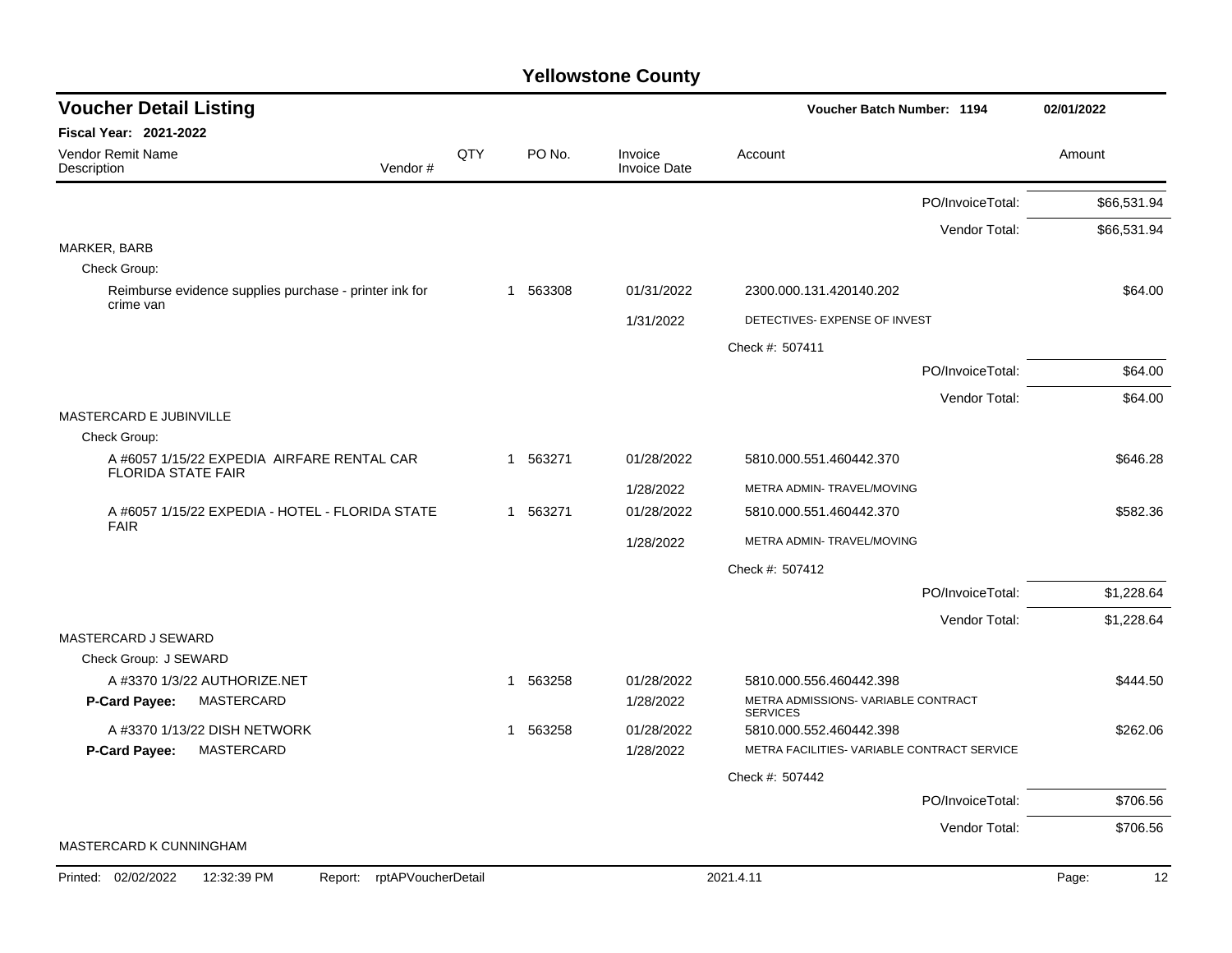# Yellowstone County

## Voucher Detail Listing

**Voucher Batch Number: 1194** — 02/01/2022

**Fiscal Year: 2021-2022**

| Vendor Remit Name / Description | Vendor # | QTY | PO No. | Invoice / Invoice Date | Account | Amount |
|---|---|---|---|---|---|---|
| | | | | | PO/InvoiceTotal: | $66,531.94 |
| | | | | | Vendor Total: | $66,531.94 |
| MARKER, BARB | | | | | | |
| Check Group: | | | | | | |
| Reimburse evidence supplies purchase - printer ink for crime van | | 1 | 563308 | 01/31/2022 | 2300.000.131.420140.202 | $64.00 |
| | | | | 1/31/2022 | DETECTIVES- EXPENSE OF INVEST | |
| | | | | | Check #: 507411 | |
| | | | | | PO/InvoiceTotal: | $64.00 |
| | | | | | Vendor Total: | $64.00 |
| MASTERCARD E JUBINVILLE | | | | | | |
| Check Group: | | | | | | |
| A #6057 1/15/22 EXPEDIA AIRFARE RENTAL CAR FLORIDA STATE FAIR | | 1 | 563271 | 01/28/2022 | 5810.000.551.460442.370 | $646.28 |
| | | | | 1/28/2022 | METRA ADMIN- TRAVEL/MOVING | |
| A #6057 1/15/22 EXPEDIA - HOTEL - FLORIDA STATE FAIR | | 1 | 563271 | 01/28/2022 | 5810.000.551.460442.370 | $582.36 |
| | | | | 1/28/2022 | METRA ADMIN- TRAVEL/MOVING | |
| | | | | | Check #: 507412 | |
| | | | | | PO/InvoiceTotal: | $1,228.64 |
| | | | | | Vendor Total: | $1,228.64 |
| MASTERCARD J SEWARD | | | | | | |
| Check Group: J SEWARD | | | | | | |
| A #3370 1/3/22 AUTHORIZE.NET | | 1 | 563258 | 01/28/2022 | 5810.000.556.460442.398 | $444.50 |
| **P-Card Payee:** MASTERCARD | | | | 1/28/2022 | METRA ADMISSIONS- VARIABLE CONTRACT SERVICES | |
| A #3370 1/13/22 DISH NETWORK | | 1 | 563258 | 01/28/2022 | 5810.000.552.460442.398 | $262.06 |
| **P-Card Payee:** MASTERCARD | | | | 1/28/2022 | METRA FACILITIES- VARIABLE CONTRACT SERVICE | |
| | | | | | Check #: 507442 | |
| | | | | | PO/InvoiceTotal: | $706.56 |
| | | | | | Vendor Total: | $706.56 |
| MASTERCARD K CUNNINGHAM | | | | | | |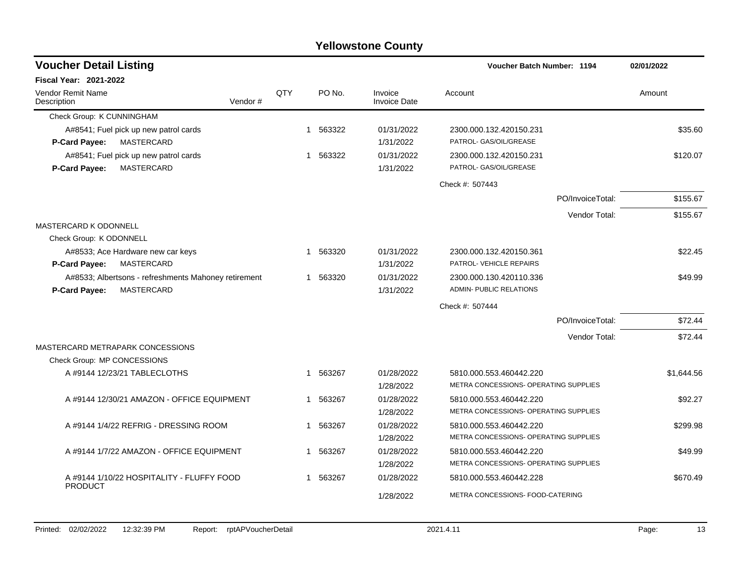# Yellowstone County

## Voucher Detail Listing

**Voucher Batch Number: 1194** | **02/01/2022**

**Fiscal Year: 2021-2022**

| Vendor Remit Name / Description | Vendor # | QTY | PO No. | Invoice / Invoice Date | Account | Amount |
|---|---|---|---|---|---|---|
| Check Group: K CUNNINGHAM | | | | | | |
| A#8541; Fuel pick up new patrol cards | | 1 | 563322 | 01/31/2022 | 2300.000.132.420150.231 | $35.60 |
| **P-Card Payee:** MASTERCARD | | | | 1/31/2022 | PATROL- GAS/OIL/GREASE | |
| A#8541; Fuel pick up new patrol cards | | 1 | 563322 | 01/31/2022 | 2300.000.132.420150.231 | $120.07 |
| **P-Card Payee:** MASTERCARD | | | | 1/31/2022 | PATROL- GAS/OIL/GREASE | |
| | | | | | Check #: 507443 | |
| | | | | | PO/InvoiceTotal: | $155.67 |
| | | | | | Vendor Total: | $155.67 |
| MASTERCARD K ODONNELL | | | | | | |
| Check Group: K ODONNELL | | | | | | |
| A#8533; Ace Hardware new car keys | | 1 | 563320 | 01/31/2022 | 2300.000.132.420150.361 | $22.45 |
| **P-Card Payee:** MASTERCARD | | | | 1/31/2022 | PATROL- VEHICLE REPAIRS | |
| A#8533; Albertsons - refreshments Mahoney retirement | | 1 | 563320 | 01/31/2022 | 2300.000.130.420110.336 | $49.99 |
| **P-Card Payee:** MASTERCARD | | | | 1/31/2022 | ADMIN- PUBLIC RELATIONS | |
| | | | | | Check #: 507444 | |
| | | | | | PO/InvoiceTotal: | $72.44 |
| | | | | | Vendor Total: | $72.44 |
| MASTERCARD METRAPARK CONCESSIONS | | | | | | |
| Check Group: MP CONCESSIONS | | | | | | |
| A #9144 12/23/21 TABLECLOTHS | | 1 | 563267 | 01/28/2022 | 5810.000.553.460442.220 | $1,644.56 |
| | | | | 1/28/2022 | METRA CONCESSIONS- OPERATING SUPPLIES | |
| A #9144 12/30/21 AMAZON - OFFICE EQUIPMENT | | 1 | 563267 | 01/28/2022 | 5810.000.553.460442.220 | $92.27 |
| | | | | 1/28/2022 | METRA CONCESSIONS- OPERATING SUPPLIES | |
| A #9144 1/4/22 REFRIG - DRESSING ROOM | | 1 | 563267 | 01/28/2022 | 5810.000.553.460442.220 | $299.98 |
| | | | | 1/28/2022 | METRA CONCESSIONS- OPERATING SUPPLIES | |
| A #9144 1/7/22 AMAZON - OFFICE EQUIPMENT | | 1 | 563267 | 01/28/2022 | 5810.000.553.460442.220 | $49.99 |
| | | | | 1/28/2022 | METRA CONCESSIONS- OPERATING SUPPLIES | |
| A #9144 1/10/22 HOSPITALITY - FLUFFY FOOD PRODUCT | | 1 | 563267 | 01/28/2022 | 5810.000.553.460442.228 | $670.49 |
| | | | | 1/28/2022 | METRA CONCESSIONS- FOOD-CATERING | |

Printed: 02/02/2022 12:32:39 PM Report: rptAPVoucherDetail 2021.4.11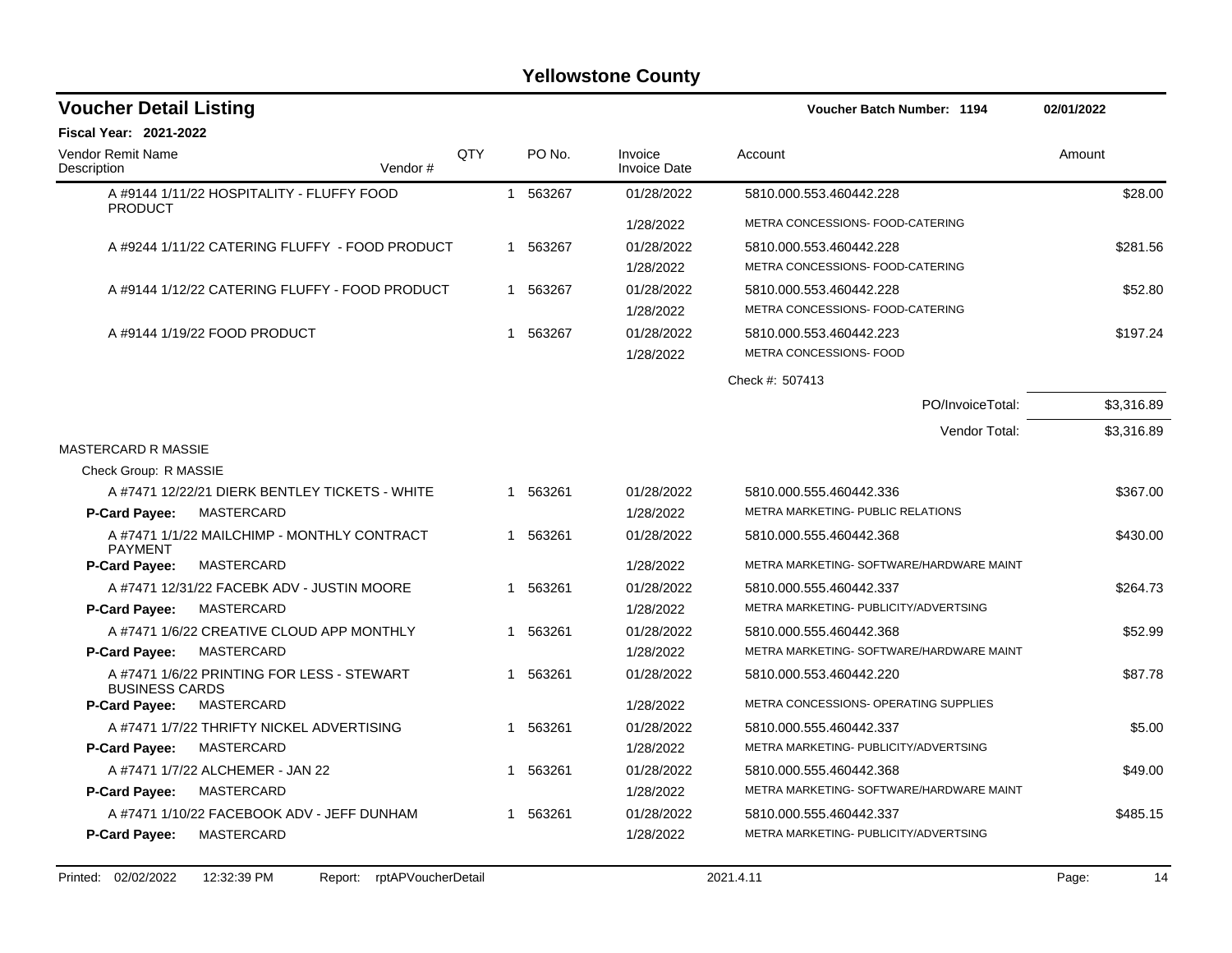# Yellowstone County

## Voucher Detail Listing

**Voucher Batch Number: 1194** 02/01/2022

**Fiscal Year: 2021-2022**

| Vendor Remit Name / Description | Vendor # | QTY | PO No. | Invoice / Invoice Date | Account | Amount |
|---|---|---|---|---|---|---|
| A #9144 1/11/22 HOSPITALITY - FLUFFY FOOD PRODUCT | | 1 | 563267 | 01/28/2022 | 5810.000.553.460442.228 | $28.00 |
| | | | | 1/28/2022 | METRA CONCESSIONS- FOOD-CATERING | |
| A #9244 1/11/22 CATERING FLUFFY - FOOD PRODUCT | | 1 | 563267 | 01/28/2022 | 5810.000.553.460442.228 | $281.56 |
| | | | | 1/28/2022 | METRA CONCESSIONS- FOOD-CATERING | |
| A #9144 1/12/22 CATERING FLUFFY - FOOD PRODUCT | | 1 | 563267 | 01/28/2022 | 5810.000.553.460442.228 | $52.80 |
| | | | | 1/28/2022 | METRA CONCESSIONS- FOOD-CATERING | |
| A #9144 1/19/22 FOOD PRODUCT | | 1 | 563267 | 01/28/2022 | 5810.000.553.460442.223 | $197.24 |
| | | | | 1/28/2022 | METRA CONCESSIONS- FOOD | |
| | | | | | Check #: 507413 | |
| | | | | | PO/InvoiceTotal: | $3,316.89 |
| | | | | | Vendor Total: | $3,316.89 |
| MASTERCARD R MASSIE | | | | | | |
| Check Group: R MASSIE | | | | | | |
| A #7471 12/22/21 DIERK BENTLEY TICKETS - WHITE | | 1 | 563261 | 01/28/2022 | 5810.000.555.460442.336 | $367.00 |
| **P-Card Payee:** MASTERCARD | | | | 1/28/2022 | METRA MARKETING- PUBLIC RELATIONS | |
| A #7471 1/1/22 MAILCHIMP - MONTHLY CONTRACT PAYMENT | | 1 | 563261 | 01/28/2022 | 5810.000.555.460442.368 | $430.00 |
| **P-Card Payee:** MASTERCARD | | | | 1/28/2022 | METRA MARKETING- SOFTWARE/HARDWARE MAINT | |
| A #7471 12/31/22 FACEBK ADV - JUSTIN MOORE | | 1 | 563261 | 01/28/2022 | 5810.000.555.460442.337 | $264.73 |
| **P-Card Payee:** MASTERCARD | | | | 1/28/2022 | METRA MARKETING- PUBLICITY/ADVERTSING | |
| A #7471 1/6/22 CREATIVE CLOUD APP MONTHLY | | 1 | 563261 | 01/28/2022 | 5810.000.555.460442.368 | $52.99 |
| **P-Card Payee:** MASTERCARD | | | | 1/28/2022 | METRA MARKETING- SOFTWARE/HARDWARE MAINT | |
| A #7471 1/6/22 PRINTING FOR LESS - STEWART BUSINESS CARDS | | 1 | 563261 | 01/28/2022 | 5810.000.553.460442.220 | $87.78 |
| **P-Card Payee:** MASTERCARD | | | | 1/28/2022 | METRA CONCESSIONS- OPERATING SUPPLIES | |
| A #7471 1/7/22 THRIFTY NICKEL ADVERTISING | | 1 | 563261 | 01/28/2022 | 5810.000.555.460442.337 | $5.00 |
| **P-Card Payee:** MASTERCARD | | | | 1/28/2022 | METRA MARKETING- PUBLICITY/ADVERTSING | |
| A #7471 1/7/22 ALCHEMER - JAN 22 | | 1 | 563261 | 01/28/2022 | 5810.000.555.460442.368 | $49.00 |
| **P-Card Payee:** MASTERCARD | | | | 1/28/2022 | METRA MARKETING- SOFTWARE/HARDWARE MAINT | |
| A #7471 1/10/22 FACEBOOK ADV - JEFF DUNHAM | | 1 | 563261 | 01/28/2022 | 5810.000.555.460442.337 | $485.15 |
| **P-Card Payee:** MASTERCARD | | | | 1/28/2022 | METRA MARKETING- PUBLICITY/ADVERTSING | |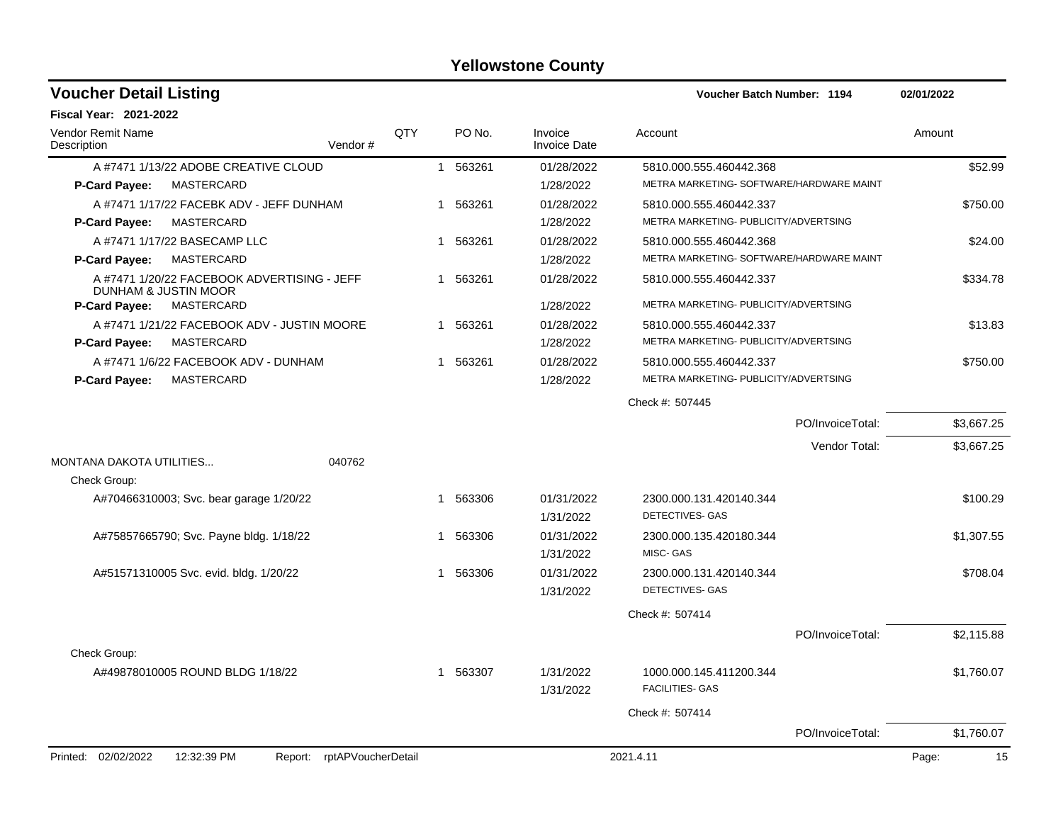# Yellowstone County

## Voucher Detail Listing

**Voucher Batch Number: 1194** 02/01/2022

**Fiscal Year: 2021-2022**

| Vendor Remit Name / Description | Vendor # | QTY | PO No. | Invoice / Invoice Date | Account | Amount |
|---|---|---|---|---|---|---|
| A #7471 1/13/22 ADOBE CREATIVE CLOUD | | 1 | 563261 | 01/28/2022 | 5810.000.555.460442.368 | $52.99 |
| **P-Card Payee:** MASTERCARD | | | | 1/28/2022 | METRA MARKETING- SOFTWARE/HARDWARE MAINT | |
| A #7471 1/17/22 FACEBK ADV - JEFF DUNHAM | | 1 | 563261 | 01/28/2022 | 5810.000.555.460442.337 | $750.00 |
| **P-Card Payee:** MASTERCARD | | | | 1/28/2022 | METRA MARKETING- PUBLICITY/ADVERTSING | |
| A #7471 1/17/22 BASECAMP LLC | | 1 | 563261 | 01/28/2022 | 5810.000.555.460442.368 | $24.00 |
| **P-Card Payee:** MASTERCARD | | | | 1/28/2022 | METRA MARKETING- SOFTWARE/HARDWARE MAINT | |
| A #7471 1/20/22 FACEBOOK ADVERTISING - JEFF DUNHAM & JUSTIN MOOR | | 1 | 563261 | 01/28/2022 | 5810.000.555.460442.337 | $334.78 |
| **P-Card Payee:** MASTERCARD | | | | 1/28/2022 | METRA MARKETING- PUBLICITY/ADVERTSING | |
| A #7471 1/21/22 FACEBOOK ADV - JUSTIN MOORE | | 1 | 563261 | 01/28/2022 | 5810.000.555.460442.337 | $13.83 |
| **P-Card Payee:** MASTERCARD | | | | 1/28/2022 | METRA MARKETING- PUBLICITY/ADVERTSING | |
| A #7471 1/6/22 FACEBOOK ADV - DUNHAM | | 1 | 563261 | 01/28/2022 | 5810.000.555.460442.337 | $750.00 |
| **P-Card Payee:** MASTERCARD | | | | 1/28/2022 | METRA MARKETING- PUBLICITY/ADVERTSING | |
| | | | | | Check #: 507445 | |
| | | | | | PO/InvoiceTotal: | $3,667.25 |
| | | | | | Vendor Total: | $3,667.25 |
| MONTANA DAKOTA UTILITIES... | 040762 | | | | | |
| Check Group: | | | | | | |
| A#70466310003; Svc. bear garage 1/20/22 | | 1 | 563306 | 01/31/2022 | 2300.000.131.420140.344 | $100.29 |
| | | | | 1/31/2022 | DETECTIVES- GAS | |
| A#75857665790; Svc. Payne bldg. 1/18/22 | | 1 | 563306 | 01/31/2022 | 2300.000.135.420180.344 | $1,307.55 |
| | | | | 1/31/2022 | MISC- GAS | |
| A#51571310005 Svc. evid. bldg. 1/20/22 | | 1 | 563306 | 01/31/2022 | 2300.000.131.420140.344 | $708.04 |
| | | | | 1/31/2022 | DETECTIVES- GAS | |
| | | | | | Check #: 507414 | |
| | | | | | PO/InvoiceTotal: | $2,115.88 |
| Check Group: | | | | | | |
| A#49878010005 ROUND BLDG 1/18/22 | | 1 | 563307 | 1/31/2022 | 1000.000.145.411200.344 | $1,760.07 |
| | | | | 1/31/2022 | FACILITIES- GAS | |
| | | | | | Check #: 507414 | |
| | | | | | PO/InvoiceTotal: | $1,760.07 |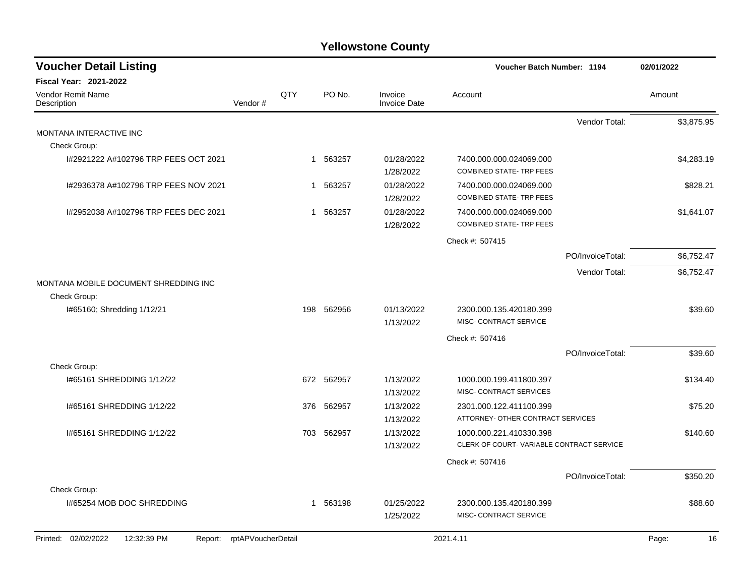# Yellowstone County

## Voucher Detail Listing

**Voucher Batch Number: 1194** — 02/01/2022

**Fiscal Year: 2021-2022**

| Vendor Remit Name / Description | Vendor # | QTY | PO No. | Invoice / Invoice Date | Account | Amount |
|---|---|---|---|---|---|---|
| | | | | | Vendor Total: | $3,875.95 |
| MONTANA INTERACTIVE INC | | | | | | |
| Check Group: | | | | | | |
| I#2921222 A#102796 TRP FEES OCT 2021 | | 1 | 563257 | 01/28/2022 1/28/2022 | 7400.000.000.024069.000 COMBINED STATE- TRP FEES | $4,283.19 |
| I#2936378 A#102796 TRP FEES NOV 2021 | | 1 | 563257 | 01/28/2022 1/28/2022 | 7400.000.000.024069.000 COMBINED STATE- TRP FEES | $828.21 |
| I#2952038 A#102796 TRP FEES DEC 2021 | | 1 | 563257 | 01/28/2022 1/28/2022 | 7400.000.000.024069.000 COMBINED STATE- TRP FEES | $1,641.07 |
| | | | | | Check #: 507415 | |
| | | | | | PO/InvoiceTotal: | $6,752.47 |
| | | | | | Vendor Total: | $6,752.47 |
| MONTANA MOBILE DOCUMENT SHREDDING INC | | | | | | |
| Check Group: | | | | | | |
| I#65160; Shredding 1/12/21 | | 198 | 562956 | 01/13/2022 1/13/2022 | 2300.000.135.420180.399 MISC- CONTRACT SERVICE | $39.60 |
| | | | | | Check #: 507416 | |
| | | | | | PO/InvoiceTotal: | $39.60 |
| Check Group: | | | | | | |
| I#65161 SHREDDING 1/12/22 | | 672 | 562957 | 1/13/2022 1/13/2022 | 1000.000.199.411800.397 MISC- CONTRACT SERVICES | $134.40 |
| I#65161 SHREDDING 1/12/22 | | 376 | 562957 | 1/13/2022 1/13/2022 | 2301.000.122.411100.399 ATTORNEY- OTHER CONTRACT SERVICES | $75.20 |
| I#65161 SHREDDING 1/12/22 | | 703 | 562957 | 1/13/2022 1/13/2022 | 1000.000.221.410330.398 CLERK OF COURT- VARIABLE CONTRACT SERVICE | $140.60 |
| | | | | | Check #: 507416 | |
| | | | | | PO/InvoiceTotal: | $350.20 |
| Check Group: | | | | | | |
| I#65254 MOB DOC SHREDDING | | 1 | 563198 | 01/25/2022 1/25/2022 | 2300.000.135.420180.399 MISC- CONTRACT SERVICE | $88.60 |

Printed: 02/02/2022 12:32:39 PM Report: rptAPVoucherDetail 2021.4.11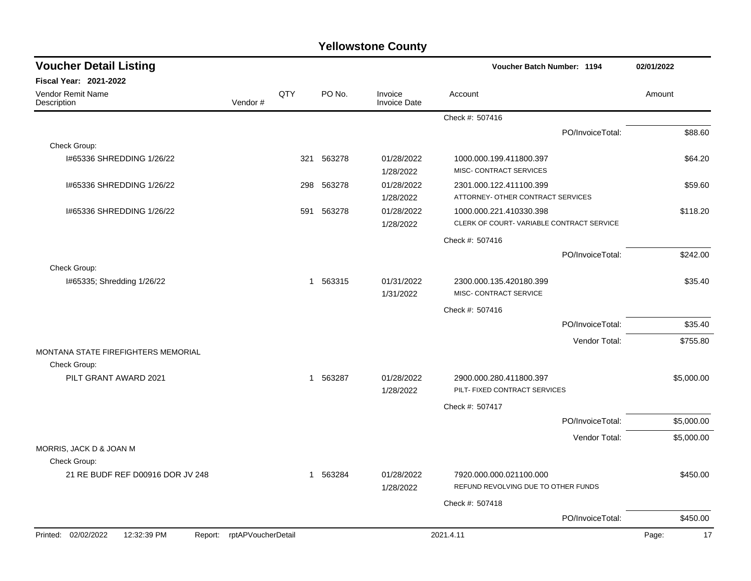# Yellowstone County

## Voucher Detail Listing

**Voucher Batch Number: 1194** — 02/01/2022

**Fiscal Year: 2021-2022**

| Vendor Remit Name / Description | Vendor # | QTY | PO No. | Invoice / Invoice Date | Account | Amount |
|---|---|---|---|---|---|---|
| | | | | | Check #: 507416 | |
| | | | | | PO/InvoiceTotal: | $88.60 |
| Check Group: | | | | | | |
| I#65336 SHREDDING 1/26/22 | | 321 | 563278 | 01/28/2022 1/28/2022 | 1000.000.199.411800.397 MISC- CONTRACT SERVICES | $64.20 |
| I#65336 SHREDDING 1/26/22 | | 298 | 563278 | 01/28/2022 1/28/2022 | 2301.000.122.411100.399 ATTORNEY- OTHER CONTRACT SERVICES | $59.60 |
| I#65336 SHREDDING 1/26/22 | | 591 | 563278 | 01/28/2022 1/28/2022 | 1000.000.221.410330.398 CLERK OF COURT- VARIABLE CONTRACT SERVICE | $118.20 |
| | | | | | Check #: 507416 | |
| | | | | | PO/InvoiceTotal: | $242.00 |
| Check Group: | | | | | | |
| I#65335; Shredding 1/26/22 | | 1 | 563315 | 01/31/2022 1/31/2022 | 2300.000.135.420180.399 MISC- CONTRACT SERVICE | $35.40 |
| | | | | | Check #: 507416 | |
| | | | | | PO/InvoiceTotal: | $35.40 |
| | | | | | Vendor Total: | $755.80 |
| MONTANA STATE FIREFIGHTERS MEMORIAL | | | | | | |
| Check Group: | | | | | | |
| PILT GRANT AWARD 2021 | | 1 | 563287 | 01/28/2022 1/28/2022 | 2900.000.280.411800.397 PILT- FIXED CONTRACT SERVICES | $5,000.00 |
| | | | | | Check #: 507417 | |
| | | | | | PO/InvoiceTotal: | $5,000.00 |
| | | | | | Vendor Total: | $5,000.00 |
| MORRIS, JACK D & JOAN M | | | | | | |
| Check Group: | | | | | | |
| 21 RE BUDF REF D00916 DOR JV 248 | | 1 | 563284 | 01/28/2022 1/28/2022 | 7920.000.000.021100.000 REFUND REVOLVING DUE TO OTHER FUNDS | $450.00 |
| | | | | | Check #: 507418 | |
| | | | | | PO/InvoiceTotal: | $450.00 |

Printed: 02/02/2022 12:32:39 PM Report: rptAPVoucherDetail 2021.4.11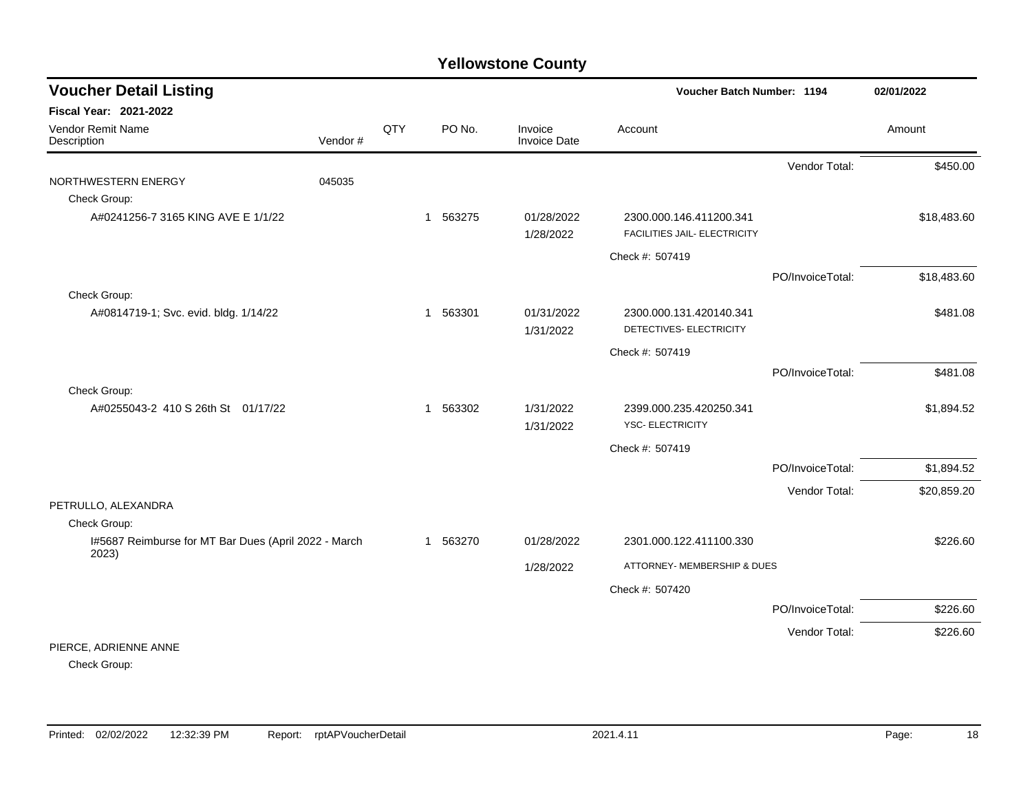# Yellowstone County

## Voucher Detail Listing

**Voucher Batch Number: 1194** | **02/01/2022**

**Fiscal Year: 2021-2022**

| Vendor Remit Name / Description | Vendor # | QTY | PO No. | Invoice / Invoice Date | Account | | Amount |
|---|---|---|---|---|---|---|---|
| | | | | | | Vendor Total: | $450.00 |
| NORTHWESTERN ENERGY | 045035 | | | | | | |
| Check Group: | | | | | | | |
| A#0241256-7 3165 KING AVE E 1/1/22 | | 1 | 563275 | 01/28/2022 | 2300.000.146.411200.341 | | $18,483.60 |
| | | | | 1/28/2022 | FACILITIES JAIL- ELECTRICITY | | |
| | | | | | Check #: 507419 | | |
| | | | | | | PO/InvoiceTotal: | $18,483.60 |
| Check Group: | | | | | | | |
| A#0814719-1; Svc. evid. bldg. 1/14/22 | | 1 | 563301 | 01/31/2022 | 2300.000.131.420140.341 | | $481.08 |
| | | | | 1/31/2022 | DETECTIVES- ELECTRICITY | | |
| | | | | | Check #: 507419 | | |
| | | | | | | PO/InvoiceTotal: | $481.08 |
| Check Group: | | | | | | | |
| A#0255043-2 410 S 26th St 01/17/22 | | 1 | 563302 | 1/31/2022 | 2399.000.235.420250.341 | | $1,894.52 |
| | | | | 1/31/2022 | YSC- ELECTRICITY | | |
| | | | | | Check #: 507419 | | |
| | | | | | | PO/InvoiceTotal: | $1,894.52 |
| | | | | | | Vendor Total: | $20,859.20 |
| PETRULLO, ALEXANDRA | | | | | | | |
| Check Group: | | | | | | | |
| I#5687 Reimburse for MT Bar Dues (April 2022 - March 2023) | | 1 | 563270 | 01/28/2022 | 2301.000.122.411100.330 | | $226.60 |
| | | | | 1/28/2022 | ATTORNEY- MEMBERSHIP & DUES | | |
| | | | | | Check #: 507420 | | |
| | | | | | | PO/InvoiceTotal: | $226.60 |
| | | | | | | Vendor Total: | $226.60 |
| PIERCE, ADRIENNE ANNE | | | | | | | |
| Check Group: | | | | | | | |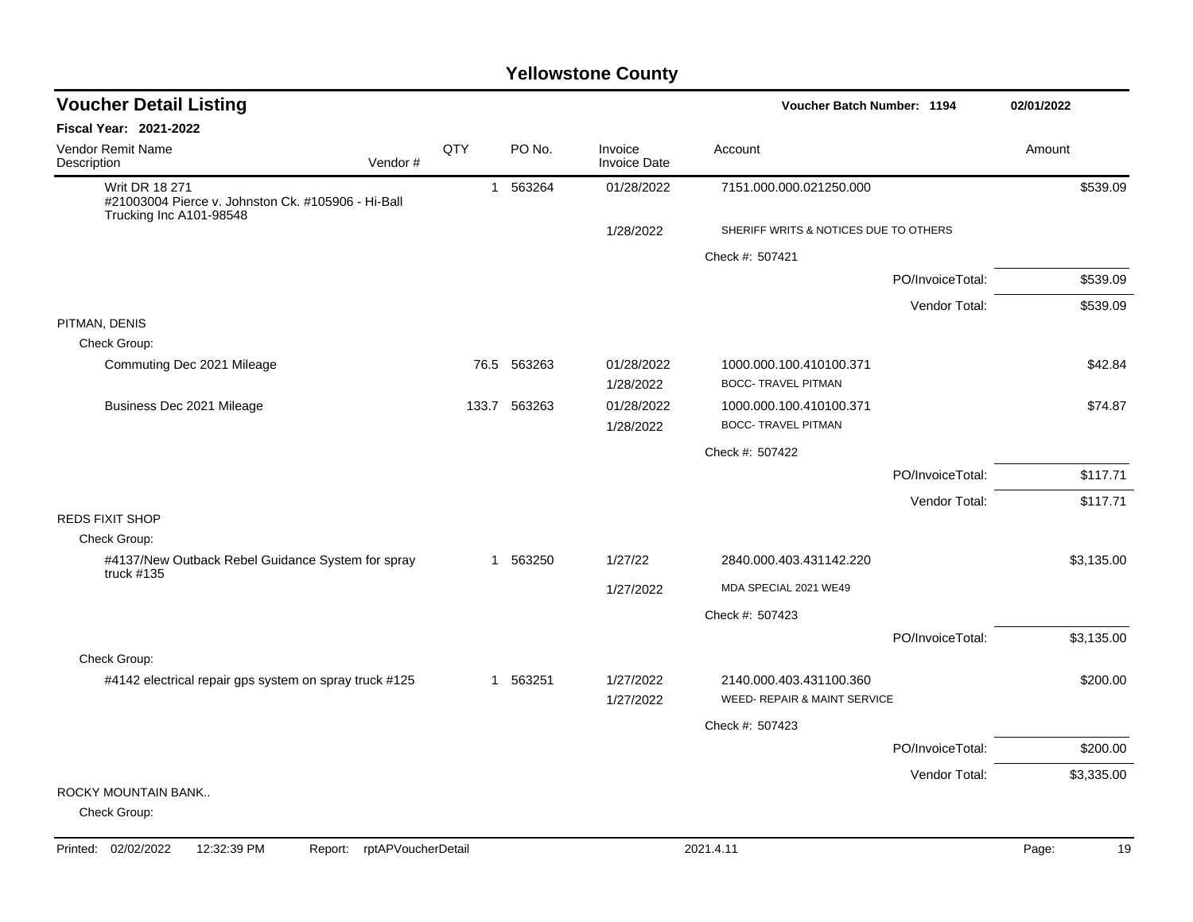# Yellowstone County

## Voucher Detail Listing

**Voucher Batch Number: 1194** | **02/01/2022**

**Fiscal Year: 2021-2022**

| Vendor Remit Name / Description | Vendor # | QTY | PO No. | Invoice / Invoice Date | Account | Amount |
|---|---|---|---|---|---|---|
| Writ DR 18 271 #21003004 Pierce v. Johnston Ck. #105906 - Hi-Ball Trucking Inc A101-98548 | | 1 | 563264 | 01/28/2022 | 7151.000.000.021250.000 | $539.09 |
| | | | | 1/28/2022 | SHERIFF WRITS & NOTICES DUE TO OTHERS | |
| | | | | | Check #: 507421 | |
| | | | | | PO/InvoiceTotal: | $539.09 |
| | | | | | Vendor Total: | $539.09 |
| PITMAN, DENIS | | | | | | |
| Check Group: | | | | | | |
| Commuting Dec 2021 Mileage | | 76.5 | 563263 | 01/28/2022 | 1000.000.100.410100.371 | $42.84 |
| | | | | 1/28/2022 | BOCC- TRAVEL PITMAN | |
| Business Dec 2021 Mileage | | 133.7 | 563263 | 01/28/2022 | 1000.000.100.410100.371 | $74.87 |
| | | | | 1/28/2022 | BOCC- TRAVEL PITMAN | |
| | | | | | Check #: 507422 | |
| | | | | | PO/InvoiceTotal: | $117.71 |
| | | | | | Vendor Total: | $117.71 |
| REDS FIXIT SHOP | | | | | | |
| Check Group: | | | | | | |
| #4137/New Outback Rebel Guidance System for spray truck #135 | | 1 | 563250 | 1/27/22 | 2840.000.403.431142.220 | $3,135.00 |
| | | | | 1/27/2022 | MDA SPECIAL 2021 WE49 | |
| | | | | | Check #: 507423 | |
| | | | | | PO/InvoiceTotal: | $3,135.00 |
| Check Group: | | | | | | |
| #4142 electrical repair gps system on spray truck #125 | | 1 | 563251 | 1/27/2022 | 2140.000.403.431100.360 | $200.00 |
| | | | | 1/27/2022 | WEED- REPAIR & MAINT SERVICE | |
| | | | | | Check #: 507423 | |
| | | | | | PO/InvoiceTotal: | $200.00 |
| | | | | | Vendor Total: | $3,335.00 |
| ROCKY MOUNTAIN BANK.. | | | | | | |
| Check Group: | | | | | | |

Printed: 02/02/2022 12:32:39 PM Report: rptAPVoucherDetail 2021.4.11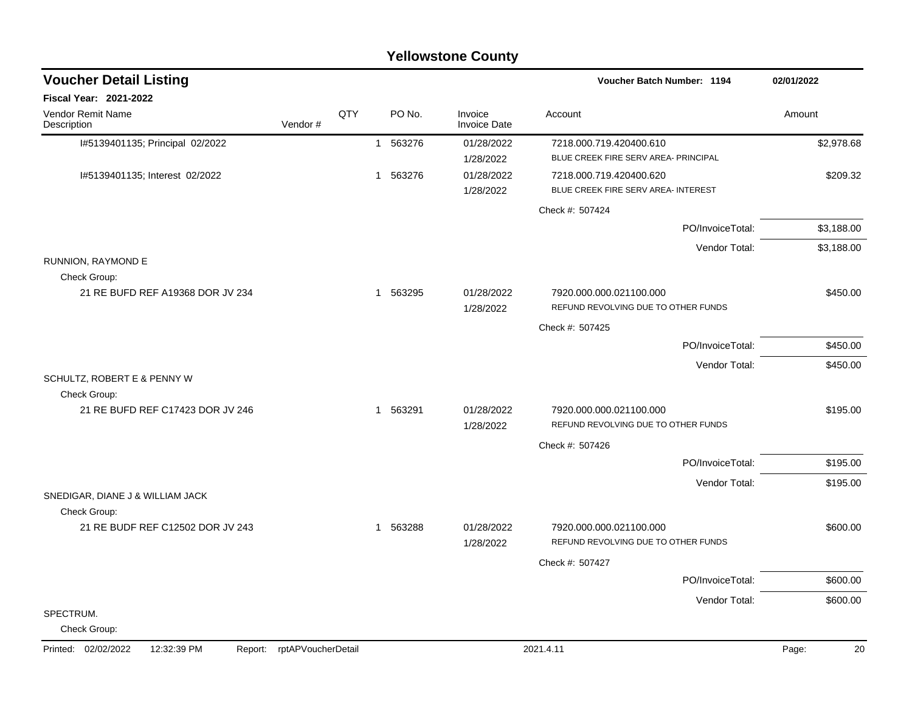# Yellowstone County

## Voucher Detail Listing

**Voucher Batch Number: 1194** 02/01/2022

**Fiscal Year: 2021-2022**

| Vendor Remit Name / Description | Vendor # | QTY | PO No. | Invoice / Invoice Date | Account | Amount |
|---|---|---|---|---|---|---|
| I#5139401135; Principal 02/2022 | | 1 | 563276 | 01/28/2022<br>1/28/2022 | 7218.000.719.420400.610<br>BLUE CREEK FIRE SERV AREA- PRINCIPAL | $2,978.68 |
| I#5139401135; Interest 02/2022 | | 1 | 563276 | 01/28/2022<br>1/28/2022 | 7218.000.719.420400.620<br>BLUE CREEK FIRE SERV AREA- INTEREST | $209.32 |
| | | | | | Check #: 507424 | |
| | | | | | PO/InvoiceTotal: | $3,188.00 |
| | | | | | Vendor Total: | $3,188.00 |
| RUNNION, RAYMOND E | | | | | | |
| Check Group: | | | | | | |
| 21 RE BUFD REF A19368 DOR JV 234 | | 1 | 563295 | 01/28/2022<br>1/28/2022 | 7920.000.000.021100.000<br>REFUND REVOLVING DUE TO OTHER FUNDS | $450.00 |
| | | | | | Check #: 507425 | |
| | | | | | PO/InvoiceTotal: | $450.00 |
| | | | | | Vendor Total: | $450.00 |
| SCHULTZ, ROBERT E & PENNY W | | | | | | |
| Check Group: | | | | | | |
| 21 RE BUFD REF C17423 DOR JV 246 | | 1 | 563291 | 01/28/2022<br>1/28/2022 | 7920.000.000.021100.000<br>REFUND REVOLVING DUE TO OTHER FUNDS | $195.00 |
| | | | | | Check #: 507426 | |
| | | | | | PO/InvoiceTotal: | $195.00 |
| | | | | | Vendor Total: | $195.00 |
| SNEDIGAR, DIANE J & WILLIAM JACK | | | | | | |
| Check Group: | | | | | | |
| 21 RE BUDF REF C12502 DOR JV 243 | | 1 | 563288 | 01/28/2022<br>1/28/2022 | 7920.000.000.021100.000<br>REFUND REVOLVING DUE TO OTHER FUNDS | $600.00 |
| | | | | | Check #: 507427 | |
| | | | | | PO/InvoiceTotal: | $600.00 |
| | | | | | Vendor Total: | $600.00 |
| SPECTRUM. | | | | | | |
| Check Group: | | | | | | |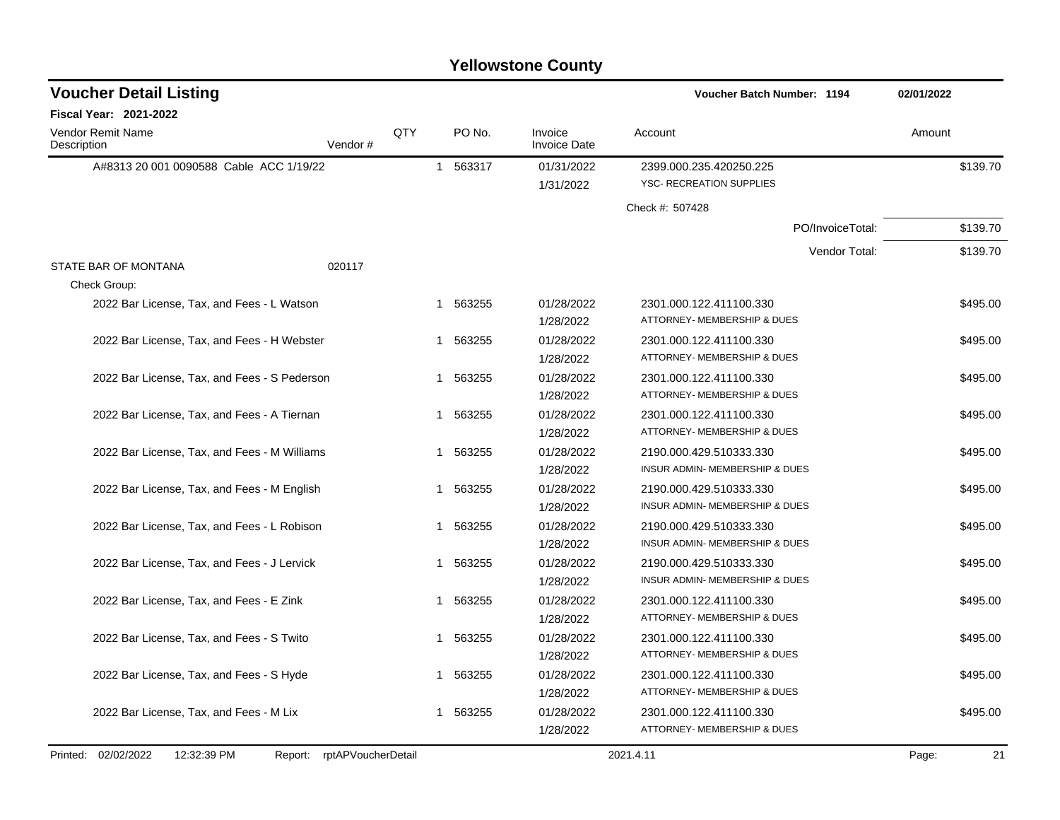# Yellowstone County

## Voucher Detail Listing

**Voucher Batch Number: 1194** 02/01/2022

**Fiscal Year: 2021-2022**

| Vendor Remit Name / Description | Vendor # | QTY | PO No. | Invoice / Invoice Date | Account | Amount |
|---|---|---|---|---|---|---|
| A#8313 20 001 0090588 Cable ACC 1/19/22 | | 1 | 563317 | 01/31/2022 1/31/2022 | 2399.000.235.420250.225 YSC- RECREATION SUPPLIES | $139.70 |
| | | | | | Check #: 507428 | |
| | | | | | PO/InvoiceTotal: | $139.70 |
| | | | | | Vendor Total: | $139.70 |
| STATE BAR OF MONTANA | 020117 | | | | | |
| Check Group: | | | | | | |
| 2022 Bar License, Tax, and Fees - L Watson | | 1 | 563255 | 01/28/2022 1/28/2022 | 2301.000.122.411100.330 ATTORNEY- MEMBERSHIP & DUES | $495.00 |
| 2022 Bar License, Tax, and Fees - H Webster | | 1 | 563255 | 01/28/2022 1/28/2022 | 2301.000.122.411100.330 ATTORNEY- MEMBERSHIP & DUES | $495.00 |
| 2022 Bar License, Tax, and Fees - S Pederson | | 1 | 563255 | 01/28/2022 1/28/2022 | 2301.000.122.411100.330 ATTORNEY- MEMBERSHIP & DUES | $495.00 |
| 2022 Bar License, Tax, and Fees - A Tiernan | | 1 | 563255 | 01/28/2022 1/28/2022 | 2301.000.122.411100.330 ATTORNEY- MEMBERSHIP & DUES | $495.00 |
| 2022 Bar License, Tax, and Fees - M Williams | | 1 | 563255 | 01/28/2022 1/28/2022 | 2190.000.429.510333.330 INSUR ADMIN- MEMBERSHIP & DUES | $495.00 |
| 2022 Bar License, Tax, and Fees - M English | | 1 | 563255 | 01/28/2022 1/28/2022 | 2190.000.429.510333.330 INSUR ADMIN- MEMBERSHIP & DUES | $495.00 |
| 2022 Bar License, Tax, and Fees - L Robison | | 1 | 563255 | 01/28/2022 1/28/2022 | 2190.000.429.510333.330 INSUR ADMIN- MEMBERSHIP & DUES | $495.00 |
| 2022 Bar License, Tax, and Fees - J Lervick | | 1 | 563255 | 01/28/2022 1/28/2022 | 2190.000.429.510333.330 INSUR ADMIN- MEMBERSHIP & DUES | $495.00 |
| 2022 Bar License, Tax, and Fees - E Zink | | 1 | 563255 | 01/28/2022 1/28/2022 | 2301.000.122.411100.330 ATTORNEY- MEMBERSHIP & DUES | $495.00 |
| 2022 Bar License, Tax, and Fees - S Twito | | 1 | 563255 | 01/28/2022 1/28/2022 | 2301.000.122.411100.330 ATTORNEY- MEMBERSHIP & DUES | $495.00 |
| 2022 Bar License, Tax, and Fees - S Hyde | | 1 | 563255 | 01/28/2022 1/28/2022 | 2301.000.122.411100.330 ATTORNEY- MEMBERSHIP & DUES | $495.00 |
| 2022 Bar License, Tax, and Fees - M Lix | | 1 | 563255 | 01/28/2022 1/28/2022 | 2301.000.122.411100.330 ATTORNEY- MEMBERSHIP & DUES | $495.00 |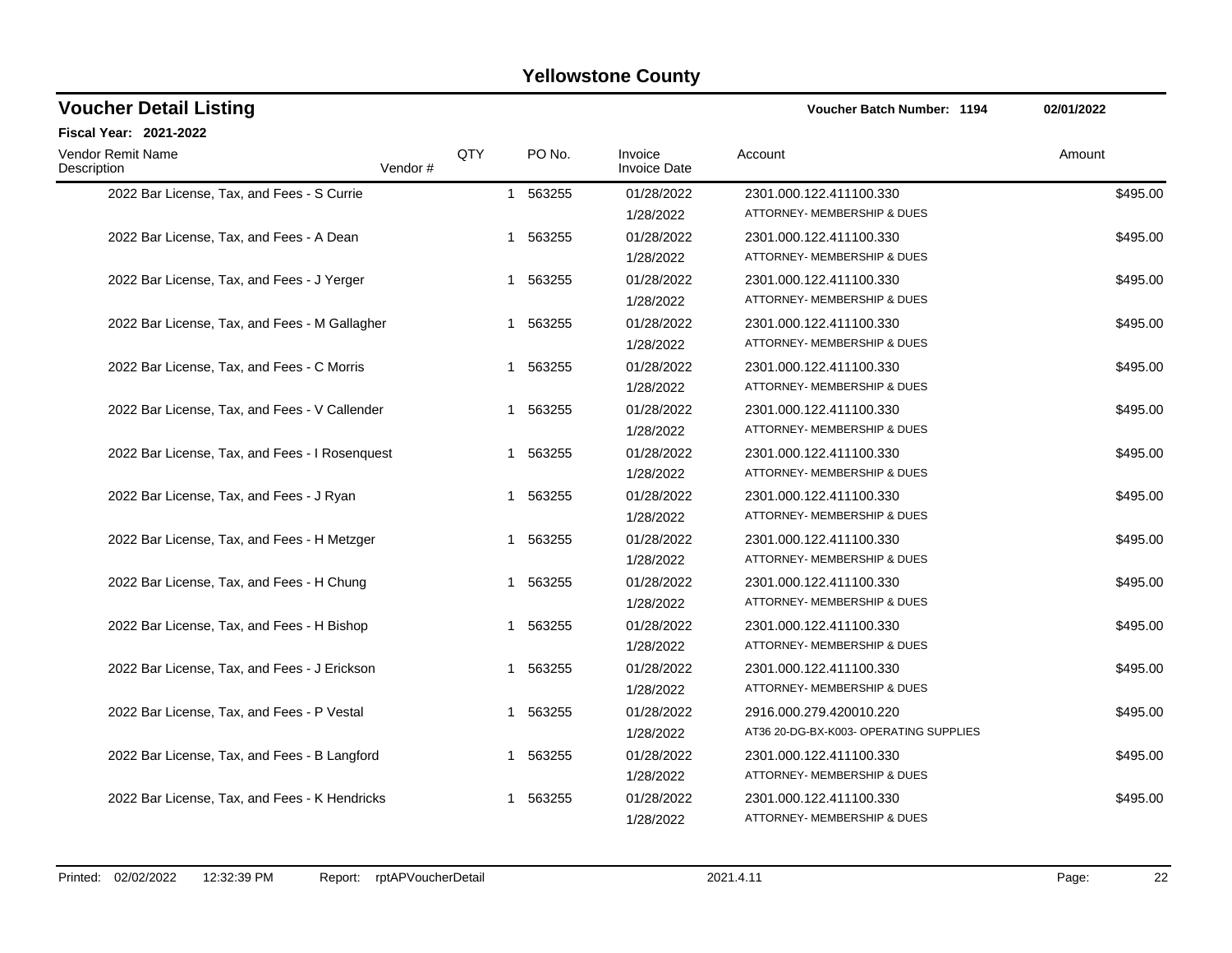# Yellowstone County

## Voucher Detail Listing

**Voucher Batch Number: 1194** **02/01/2022**

**Fiscal Year: 2021-2022**

| Vendor Remit Name / Description | Vendor # | QTY | PO No. | Invoice / Invoice Date | Account | Amount |
|---|---|---|---|---|---|---|
| 2022 Bar License, Tax, and Fees - S Currie | | 1 | 563255 | 01/28/2022<br>1/28/2022 | 2301.000.122.411100.330<br>ATTORNEY- MEMBERSHIP & DUES | $495.00 |
| 2022 Bar License, Tax, and Fees - A Dean | | 1 | 563255 | 01/28/2022<br>1/28/2022 | 2301.000.122.411100.330<br>ATTORNEY- MEMBERSHIP & DUES | $495.00 |
| 2022 Bar License, Tax, and Fees - J Yerger | | 1 | 563255 | 01/28/2022<br>1/28/2022 | 2301.000.122.411100.330<br>ATTORNEY- MEMBERSHIP & DUES | $495.00 |
| 2022 Bar License, Tax, and Fees - M Gallagher | | 1 | 563255 | 01/28/2022<br>1/28/2022 | 2301.000.122.411100.330<br>ATTORNEY- MEMBERSHIP & DUES | $495.00 |
| 2022 Bar License, Tax, and Fees - C Morris | | 1 | 563255 | 01/28/2022<br>1/28/2022 | 2301.000.122.411100.330<br>ATTORNEY- MEMBERSHIP & DUES | $495.00 |
| 2022 Bar License, Tax, and Fees - V Callender | | 1 | 563255 | 01/28/2022<br>1/28/2022 | 2301.000.122.411100.330<br>ATTORNEY- MEMBERSHIP & DUES | $495.00 |
| 2022 Bar License, Tax, and Fees - I Rosenquest | | 1 | 563255 | 01/28/2022<br>1/28/2022 | 2301.000.122.411100.330<br>ATTORNEY- MEMBERSHIP & DUES | $495.00 |
| 2022 Bar License, Tax, and Fees - J Ryan | | 1 | 563255 | 01/28/2022<br>1/28/2022 | 2301.000.122.411100.330<br>ATTORNEY- MEMBERSHIP & DUES | $495.00 |
| 2022 Bar License, Tax, and Fees - H Metzger | | 1 | 563255 | 01/28/2022<br>1/28/2022 | 2301.000.122.411100.330<br>ATTORNEY- MEMBERSHIP & DUES | $495.00 |
| 2022 Bar License, Tax, and Fees - H Chung | | 1 | 563255 | 01/28/2022<br>1/28/2022 | 2301.000.122.411100.330<br>ATTORNEY- MEMBERSHIP & DUES | $495.00 |
| 2022 Bar License, Tax, and Fees - H Bishop | | 1 | 563255 | 01/28/2022<br>1/28/2022 | 2301.000.122.411100.330<br>ATTORNEY- MEMBERSHIP & DUES | $495.00 |
| 2022 Bar License, Tax, and Fees - J Erickson | | 1 | 563255 | 01/28/2022<br>1/28/2022 | 2301.000.122.411100.330<br>ATTORNEY- MEMBERSHIP & DUES | $495.00 |
| 2022 Bar License, Tax, and Fees - P Vestal | | 1 | 563255 | 01/28/2022<br>1/28/2022 | 2916.000.279.420010.220<br>AT36 20-DG-BX-K003- OPERATING SUPPLIES | $495.00 |
| 2022 Bar License, Tax, and Fees - B Langford | | 1 | 563255 | 01/28/2022<br>1/28/2022 | 2301.000.122.411100.330<br>ATTORNEY- MEMBERSHIP & DUES | $495.00 |
| 2022 Bar License, Tax, and Fees - K Hendricks | | 1 | 563255 | 01/28/2022<br>1/28/2022 | 2301.000.122.411100.330<br>ATTORNEY- MEMBERSHIP & DUES | $495.00 |

Printed: 02/02/2022 12:32:39 PM Report: rptAPVoucherDetail 2021.4.11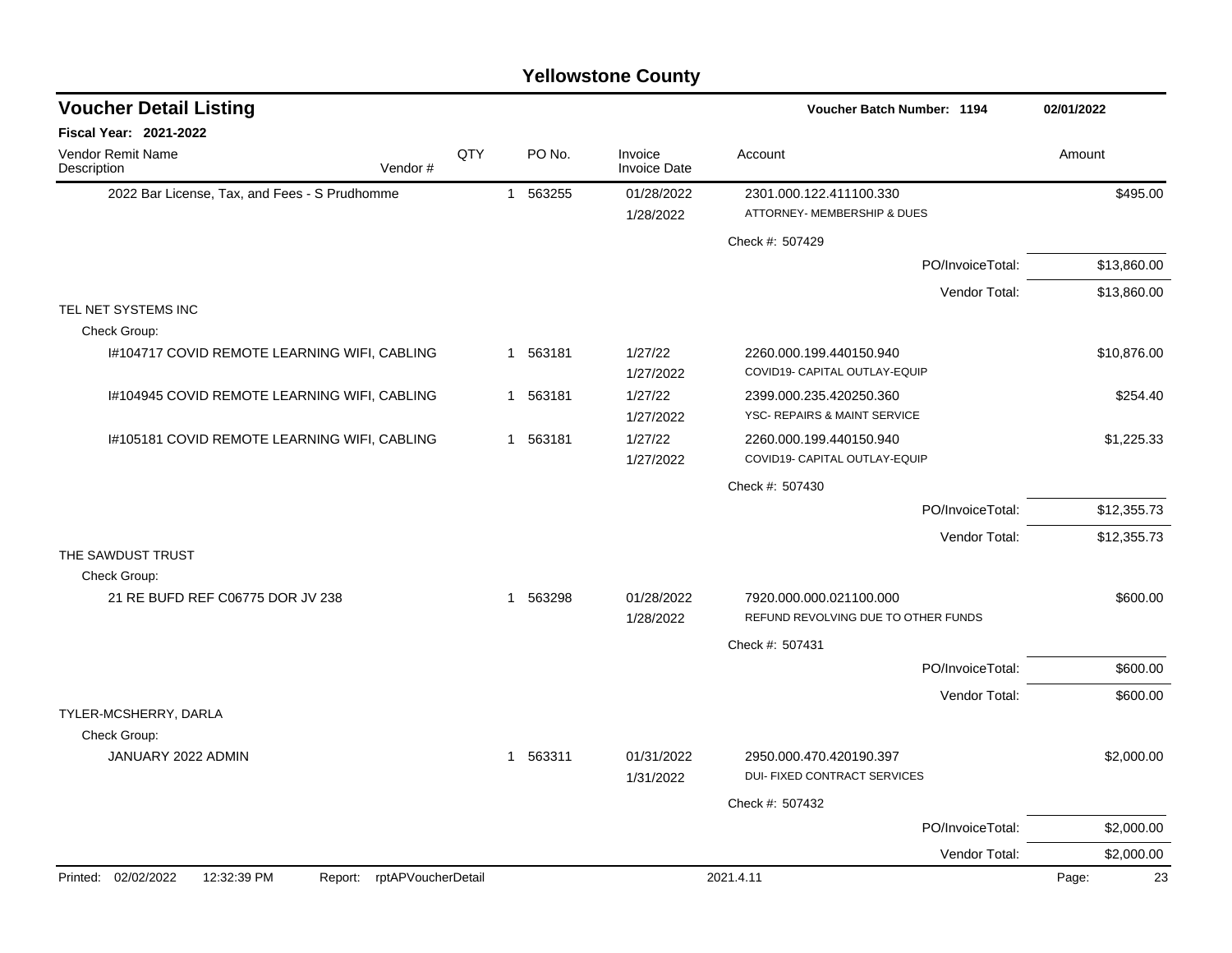# Yellowstone County

## Voucher Detail Listing

**Voucher Batch Number: 1194** — 02/01/2022

**Fiscal Year: 2021-2022**

| Vendor Remit Name / Description | Vendor # | QTY | PO No. | Invoice / Invoice Date | Account | Amount |
|---|---|---|---|---|---|---|
| 2022 Bar License, Tax, and Fees - S Prudhomme | | 1 | 563255 | 01/28/2022 / 1/28/2022 | 2301.000.122.411100.330 ATTORNEY- MEMBERSHIP & DUES | $495.00 |
| | | | | | Check #: 507429 | |
| | | | | | PO/InvoiceTotal: | $13,860.00 |
| | | | | | Vendor Total: | $13,860.00 |
| **TEL NET SYSTEMS INC** | | | | | | |
| Check Group: | | | | | | |
| I#104717 COVID REMOTE LEARNING WIFI, CABLING | | 1 | 563181 | 1/27/22 / 1/27/2022 | 2260.000.199.440150.940 COVID19- CAPITAL OUTLAY-EQUIP | $10,876.00 |
| I#104945 COVID REMOTE LEARNING WIFI, CABLING | | 1 | 563181 | 1/27/22 / 1/27/2022 | 2399.000.235.420250.360 YSC- REPAIRS & MAINT SERVICE | $254.40 |
| I#105181 COVID REMOTE LEARNING WIFI, CABLING | | 1 | 563181 | 1/27/22 / 1/27/2022 | 2260.000.199.440150.940 COVID19- CAPITAL OUTLAY-EQUIP | $1,225.33 |
| | | | | | Check #: 507430 | |
| | | | | | PO/InvoiceTotal: | $12,355.73 |
| | | | | | Vendor Total: | $12,355.73 |
| **THE SAWDUST TRUST** | | | | | | |
| Check Group: | | | | | | |
| 21 RE BUFD REF C06775 DOR JV 238 | | 1 | 563298 | 01/28/2022 / 1/28/2022 | 7920.000.000.021100.000 REFUND REVOLVING DUE TO OTHER FUNDS | $600.00 |
| | | | | | Check #: 507431 | |
| | | | | | PO/InvoiceTotal: | $600.00 |
| | | | | | Vendor Total: | $600.00 |
| **TYLER-MCSHERRY, DARLA** | | | | | | |
| Check Group: | | | | | | |
| JANUARY 2022 ADMIN | | 1 | 563311 | 01/31/2022 / 1/31/2022 | 2950.000.470.420190.397 DUI- FIXED CONTRACT SERVICES | $2,000.00 |
| | | | | | Check #: 507432 | |
| | | | | | PO/InvoiceTotal: | $2,000.00 |
| | | | | | Vendor Total: | $2,000.00 |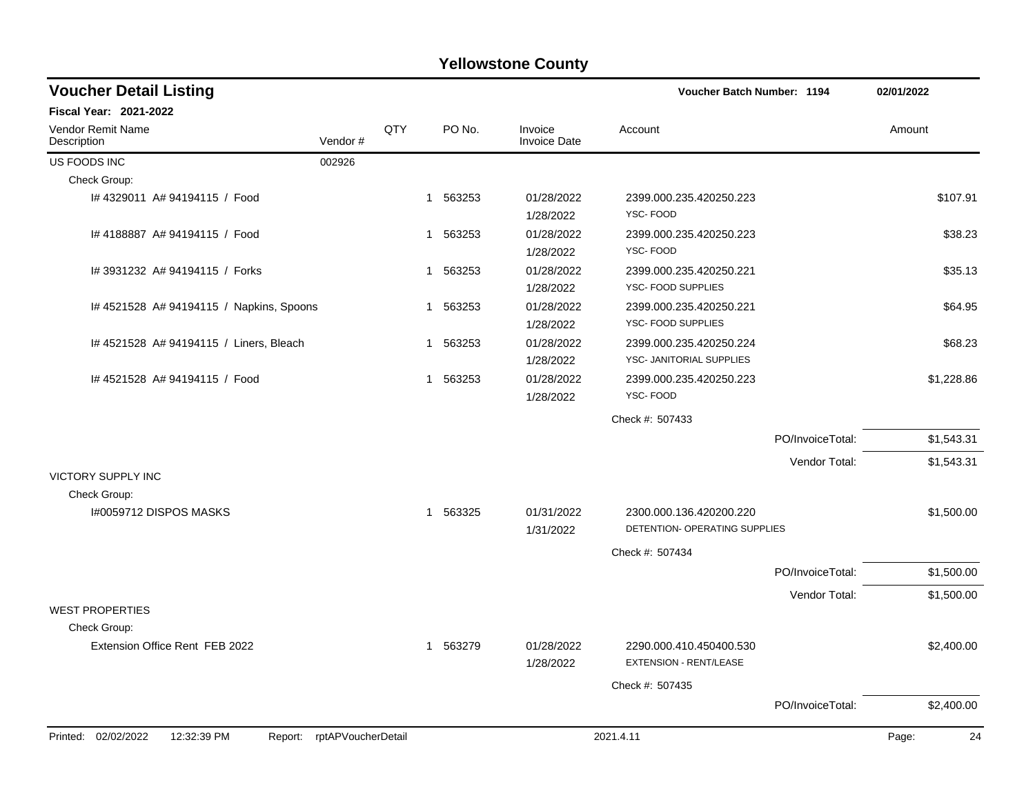# Yellowstone County

## Voucher Detail Listing

**Voucher Batch Number: 1194** — 02/01/2022

**Fiscal Year: 2021-2022**

| Vendor Remit Name / Description | Vendor # | QTY | PO No. | Invoice / Invoice Date | Account | Amount |
|---|---|---|---|---|---|---|
| US FOODS INC | 002926 | | | | | |
| Check Group: | | | | | | |
| I# 4329011 A# 94194115 / Food | | 1 | 563253 | 01/28/2022 1/28/2022 | 2399.000.235.420250.223 YSC- FOOD | $107.91 |
| I# 4188887 A# 94194115 / Food | | 1 | 563253 | 01/28/2022 1/28/2022 | 2399.000.235.420250.223 YSC- FOOD | $38.23 |
| I# 3931232 A# 94194115 / Forks | | 1 | 563253 | 01/28/2022 1/28/2022 | 2399.000.235.420250.221 YSC- FOOD SUPPLIES | $35.13 |
| I# 4521528 A# 94194115 / Napkins, Spoons | | 1 | 563253 | 01/28/2022 1/28/2022 | 2399.000.235.420250.221 YSC- FOOD SUPPLIES | $64.95 |
| I# 4521528 A# 94194115 / Liners, Bleach | | 1 | 563253 | 01/28/2022 1/28/2022 | 2399.000.235.420250.224 YSC- JANITORIAL SUPPLIES | $68.23 |
| I# 4521528 A# 94194115 / Food | | 1 | 563253 | 01/28/2022 1/28/2022 | 2399.000.235.420250.223 YSC- FOOD | $1,228.86 |
| | | | | | Check #: 507433 | |
| | | | | | PO/InvoiceTotal: | $1,543.31 |
| | | | | | Vendor Total: | $1,543.31 |
| VICTORY SUPPLY INC | | | | | | |
| Check Group: | | | | | | |
| I#0059712 DISPOS MASKS | | 1 | 563325 | 01/31/2022 1/31/2022 | 2300.000.136.420200.220 DETENTION- OPERATING SUPPLIES | $1,500.00 |
| | | | | | Check #: 507434 | |
| | | | | | PO/InvoiceTotal: | $1,500.00 |
| | | | | | Vendor Total: | $1,500.00 |
| WEST PROPERTIES | | | | | | |
| Check Group: | | | | | | |
| Extension Office Rent FEB 2022 | | 1 | 563279 | 01/28/2022 1/28/2022 | 2290.000.410.450400.530 EXTENSION - RENT/LEASE | $2,400.00 |
| | | | | | Check #: 507435 | |
| | | | | | PO/InvoiceTotal: | $2,400.00 |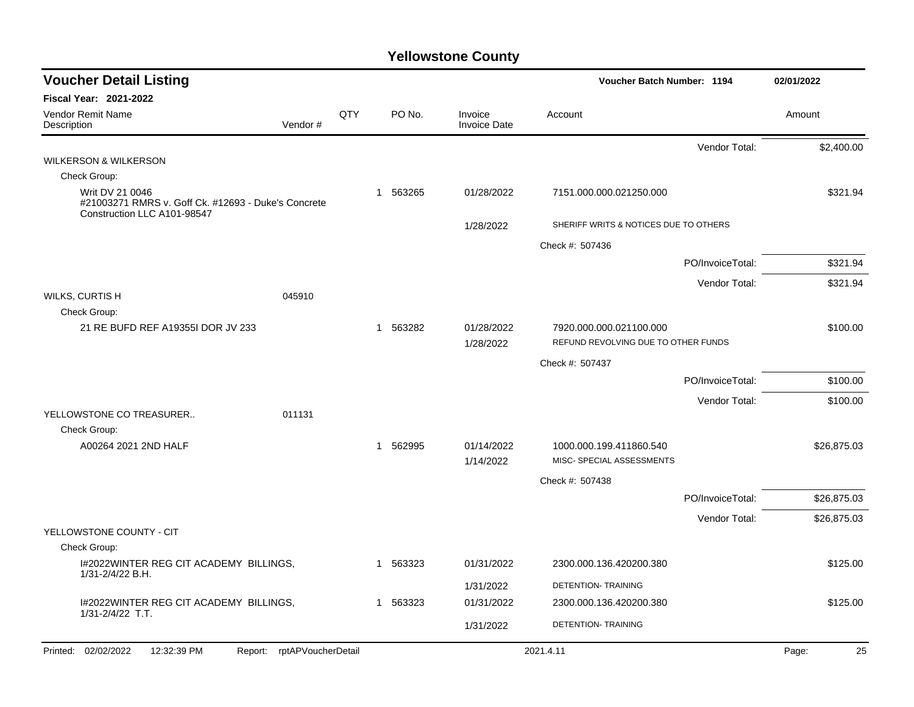## Yellowstone County

### Voucher Detail Listing

**Voucher Batch Number: 1194** — 02/01/2022

**Fiscal Year: 2021-2022**

| Vendor Remit Name / Description | Vendor # | QTY | PO No. | Invoice / Invoice Date | Account | Amount |
|---|---|---|---|---|---|---|
| | | | | | Vendor Total: | $2,400.00 |
| WILKERSON & WILKERSON | | | | | | |
| Check Group: | | | | | | |
| Writ DV 21 0046 #21003271 RMRS v. Goff Ck. #12693 - Duke's Concrete Construction LLC A101-98547 | | 1 | 563265 | 01/28/2022 | 7151.000.000.021250.000 | $321.94 |
| | | | | 1/28/2022 | SHERIFF WRITS & NOTICES DUE TO OTHERS | |
| | | | | | Check #: 507436 | |
| | | | | | PO/InvoiceTotal: | $321.94 |
| | | | | | Vendor Total: | $321.94 |
| WILKS, CURTIS H | 045910 | | | | | |
| Check Group: | | | | | | |
| 21 RE BUFD REF A19355I DOR JV 233 | | 1 | 563282 | 01/28/2022 | 7920.000.000.021100.000 | $100.00 |
| | | | | 1/28/2022 | REFUND REVOLVING DUE TO OTHER FUNDS | |
| | | | | | Check #: 507437 | |
| | | | | | PO/InvoiceTotal: | $100.00 |
| | | | | | Vendor Total: | $100.00 |
| YELLOWSTONE CO TREASURER.. | 011131 | | | | | |
| Check Group: | | | | | | |
| A00264 2021 2ND HALF | | 1 | 562995 | 01/14/2022 | 1000.000.199.411860.540 | $26,875.03 |
| | | | | 1/14/2022 | MISC- SPECIAL ASSESSMENTS | |
| | | | | | Check #: 507438 | |
| | | | | | PO/InvoiceTotal: | $26,875.03 |
| | | | | | Vendor Total: | $26,875.03 |
| YELLOWSTONE COUNTY - CIT | | | | | | |
| Check Group: | | | | | | |
| I#2022WINTER REG CIT ACADEMY BILLINGS, 1/31-2/4/22 B.H. | | 1 | 563323 | 01/31/2022 | 2300.000.136.420200.380 | $125.00 |
| | | | | 1/31/2022 | DETENTION- TRAINING | |
| I#2022WINTER REG CIT ACADEMY BILLINGS, 1/31-2/4/22 T.T. | | 1 | 563323 | 01/31/2022 | 2300.000.136.420200.380 | $125.00 |
| | | | | 1/31/2022 | DETENTION- TRAINING | |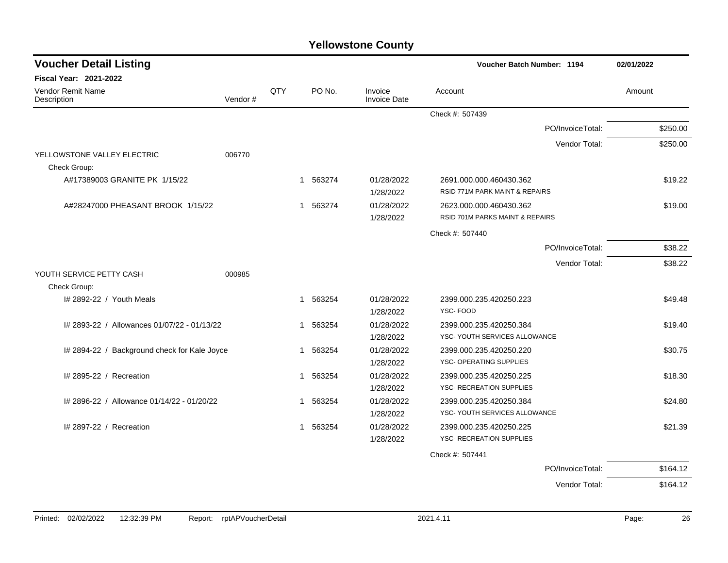# Yellowstone County

## Voucher Detail Listing

**Voucher Batch Number: 1194** 02/01/2022

**Fiscal Year: 2021-2022**

| Vendor Remit Name / Description | Vendor # | QTY | PO No. | Invoice / Invoice Date | Account | Amount |
|---|---|---|---|---|---|---|
| | | | | | Check #: 507439 | |
| | | | | | PO/InvoiceTotal: | $250.00 |
| | | | | | Vendor Total: | $250.00 |
| YELLOWSTONE VALLEY ELECTRIC | 006770 | | | | | |
| Check Group: | | | | | | |
| A#17389003 GRANITE PK 1/15/22 | | 1 | 563274 | 01/28/2022<br>1/28/2022 | 2691.000.000.460430.362<br>RSID 771M PARK MAINT & REPAIRS | $19.22 |
| A#28247000 PHEASANT BROOK 1/15/22 | | 1 | 563274 | 01/28/2022<br>1/28/2022 | 2623.000.000.460430.362<br>RSID 701M PARKS MAINT & REPAIRS | $19.00 |
| | | | | | Check #: 507440 | |
| | | | | | PO/InvoiceTotal: | $38.22 |
| | | | | | Vendor Total: | $38.22 |
| YOUTH SERVICE PETTY CASH | 000985 | | | | | |
| Check Group: | | | | | | |
| I# 2892-22 / Youth Meals | | 1 | 563254 | 01/28/2022<br>1/28/2022 | 2399.000.235.420250.223<br>YSC- FOOD | $49.48 |
| I# 2893-22 / Allowances 01/07/22 - 01/13/22 | | 1 | 563254 | 01/28/2022<br>1/28/2022 | 2399.000.235.420250.384<br>YSC- YOUTH SERVICES ALLOWANCE | $19.40 |
| I# 2894-22 / Background check for Kale Joyce | | 1 | 563254 | 01/28/2022<br>1/28/2022 | 2399.000.235.420250.220<br>YSC- OPERATING SUPPLIES | $30.75 |
| I# 2895-22 / Recreation | | 1 | 563254 | 01/28/2022<br>1/28/2022 | 2399.000.235.420250.225<br>YSC- RECREATION SUPPLIES | $18.30 |
| I# 2896-22 / Allowance 01/14/22 - 01/20/22 | | 1 | 563254 | 01/28/2022<br>1/28/2022 | 2399.000.235.420250.384<br>YSC- YOUTH SERVICES ALLOWANCE | $24.80 |
| I# 2897-22 / Recreation | | 1 | 563254 | 01/28/2022<br>1/28/2022 | 2399.000.235.420250.225<br>YSC- RECREATION SUPPLIES | $21.39 |
| | | | | | Check #: 507441 | |
| | | | | | PO/InvoiceTotal: | $164.12 |
| | | | | | Vendor Total: | $164.12 |

Printed: 02/02/2022 12:32:39 PM Report: rptAPVoucherDetail 2021.4.11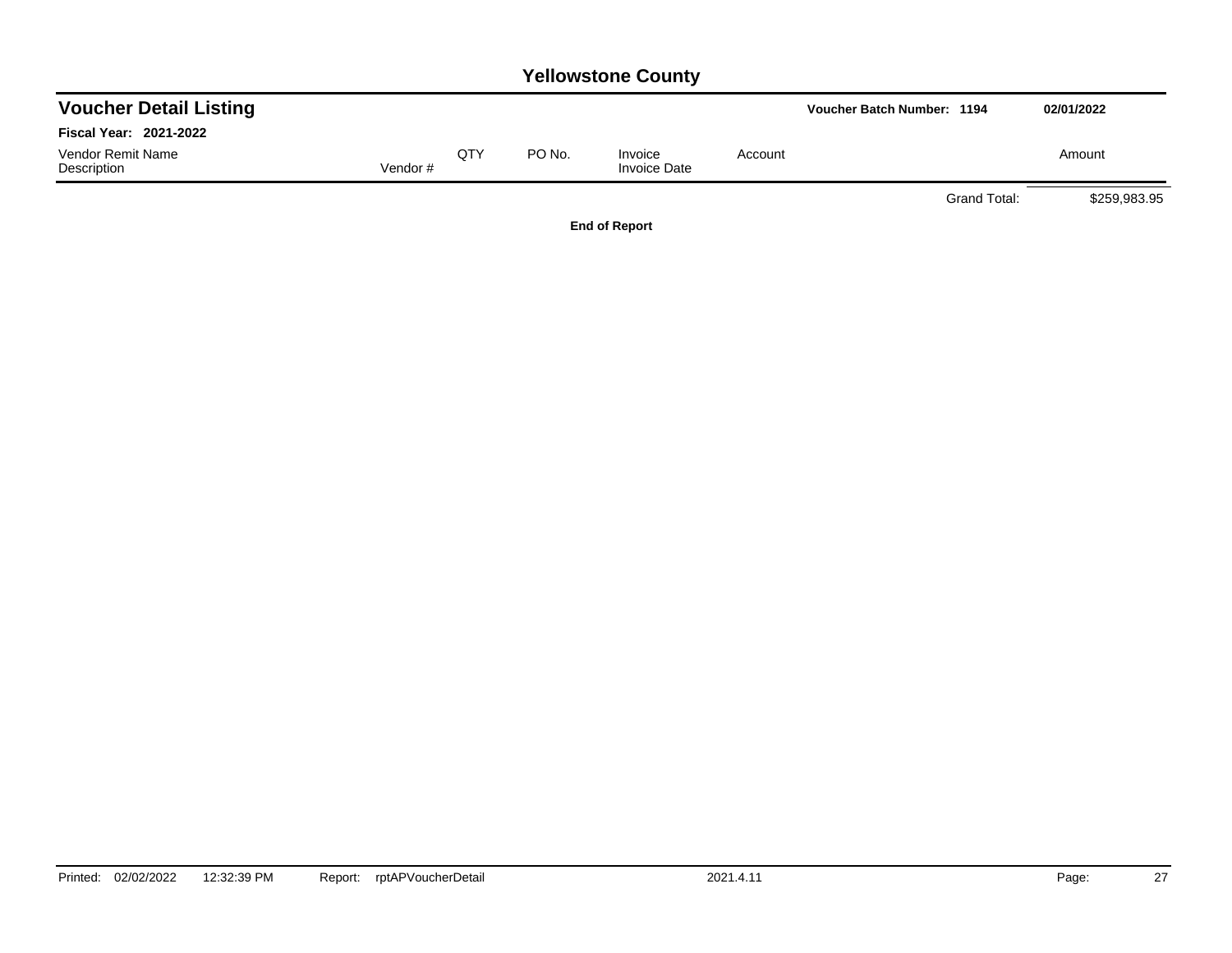# Yellowstone County

## Voucher Detail Listing

**Voucher Batch Number: 1194** **02/01/2022**

**Fiscal Year: 2021-2022**

| Vendor Remit Name<br>Description | Vendor # | QTY | PO No. | Invoice<br>Invoice Date | Account | Amount |
|---|---|---|---|---|---|---|
| | | | | | Grand Total: | $259,983.95 |

**End of Report**